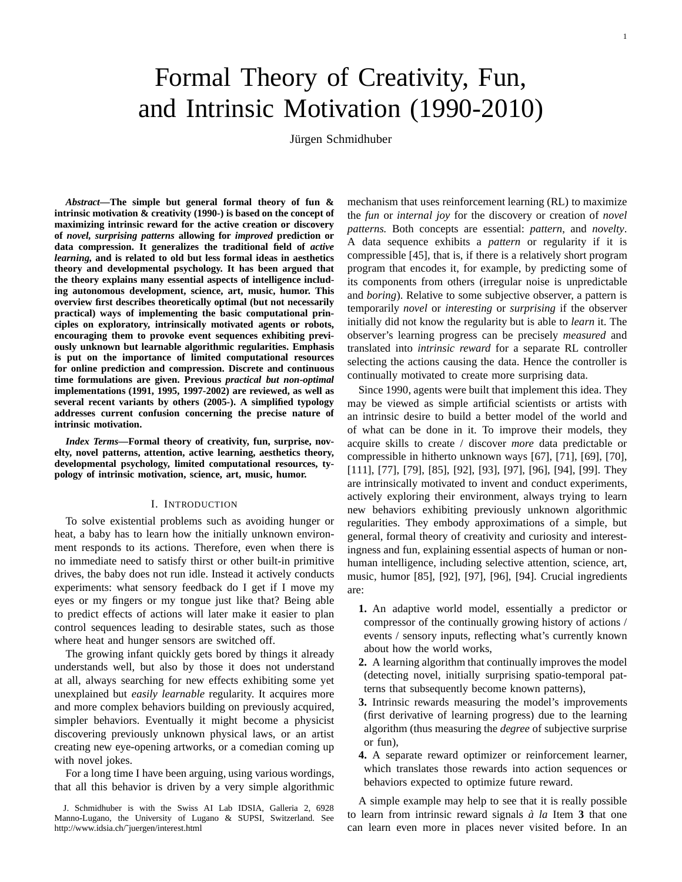#   Formal Theory of Creativity, Fun, and Intrinsic Motivation (1990-2010)

Jürgen Schmidhuber

***Abstract*—The simple but general formal theory of fun & intrinsic motivation & creativity (1990-) is based on the concept of maximizing intrinsic reward for the active creation or discovery of *novel, surprising patterns* allowing for *improved* prediction or data compression. It generalizes the traditional field of *active learning,* and is related to old but less formal ideas in aesthetics theory and developmental psychology. It has been argued that the theory explains many essential aspects of intelligence including autonomous development, science, art, music, humor. This overview first describes theoretically optimal (but not necessarily practical) ways of implementing the basic computational principles on exploratory, intrinsically motivated agents or robots, encouraging them to provoke event sequences exhibiting previously unknown but learnable algorithmic regularities. Emphasis is put on the importance of limited computational resources for online prediction and compression. Discrete and continuous time formulations are given. Previous *practical but non-optimal* implementations (1991, 1995, 1997-2002) are reviewed, as well as several recent variants by others (2005-). A simplified typology addresses current confusion concerning the precise nature of intrinsic motivation.**

***Index Terms*—Formal theory of creativity, fun, surprise, novelty, novel patterns, attention, active learning, aesthetics theory, developmental psychology, limited computational resources, typology of intrinsic motivation, science, art, music, humor.**

## I. Introduction

To solve existential problems such as avoiding hunger or heat, a baby has to learn how the initially unknown environment responds to its actions. Therefore, even when there is no immediate need to satisfy thirst or other built-in primitive drives, the baby does not run idle. Instead it actively conducts experiments: what sensory feedback do I get if I move my eyes or my fingers or my tongue just like that? Being able to predict effects of actions will later make it easier to plan control sequences leading to desirable states, such as those where heat and hunger sensors are switched off.

The growing infant quickly gets bored by things it already understands well, but also by those it does not understand at all, always searching for new effects exhibiting some yet unexplained but *easily learnable* regularity. It acquires more and more complex behaviors building on previously acquired, simpler behaviors. Eventually it might become a physicist discovering previously unknown physical laws, or an artist creating new eye-opening artworks, or a comedian coming up with novel jokes.

For a long time I have been arguing, using various wordings, that all this behavior is driven by a very simple algorithmic mechanism that uses reinforcement learning (RL) to maximize the *fun* or *internal joy* for the discovery or creation of *novel patterns.* Both concepts are essential: *pattern*, and *novelty*. A data sequence exhibits a *pattern* or regularity if it is compressible [45], that is, if there is a relatively short program program that encodes it, for example, by predicting some of its components from others (irregular noise is unpredictable and *boring*). Relative to some subjective observer, a pattern is temporarily *novel* or *interesting* or *surprising* if the observer initially did not know the regularity but is able to *learn* it. The observer's learning progress can be precisely *measured* and translated into *intrinsic reward* for a separate RL controller selecting the actions causing the data. Hence the controller is continually motivated to create more surprising data.

Since 1990, agents were built that implement this idea. They may be viewed as simple artificial scientists or artists with an intrinsic desire to build a better model of the world and of what can be done in it. To improve their models, they acquire skills to create / discover *more* data predictable or compressible in hitherto unknown ways [67], [71], [69], [70], [111], [77], [79], [85], [92], [93], [97], [96], [94], [99]. They are intrinsically motivated to invent and conduct experiments, actively exploring their environment, always trying to learn new behaviors exhibiting previously unknown algorithmic regularities. They embody approximations of a simple, but general, formal theory of creativity and curiosity and interestingness and fun, explaining essential aspects of human or non-human intelligence, including selective attention, science, art, music, humor [85], [92], [97], [96], [94]. Crucial ingredients are:

**1.** An adaptive world model, essentially a predictor or compressor of the continually growing history of actions / events / sensory inputs, reflecting what's currently known about how the world works,

**2.** A learning algorithm that continually improves the model (detecting novel, initially surprising spatio-temporal patterns that subsequently become known patterns),

**3.** Intrinsic rewards measuring the model's improvements (first derivative of learning progress) due to the learning algorithm (thus measuring the *degree* of subjective surprise or fun),

**4.** A separate reward optimizer or reinforcement learner, which translates those rewards into action sequences or behaviors expected to optimize future reward.

A simple example may help to see that it is really possible to learn from intrinsic reward signals *à la* Item **3** that one can learn even more in places never visited before. In an

J. Schmidhuber is with the Swiss AI Lab IDSIA, Galleria 2, 6928 Manno-Lugano, the University of Lugano & SUPSI, Switzerland. See http://www.idsia.ch/~juergen/interest.html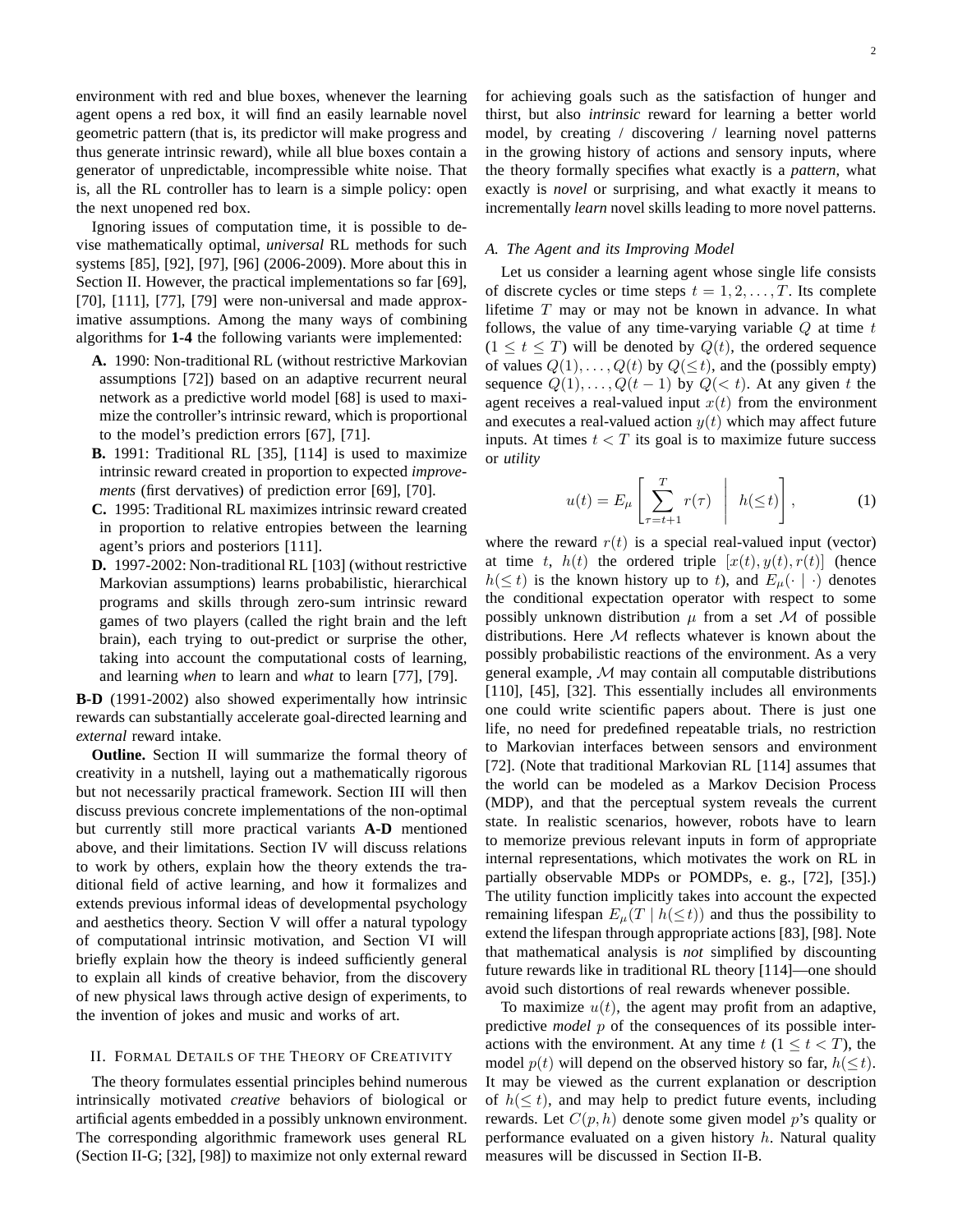environment with red and blue boxes, whenever the learning agent opens a red box, it will find an easily learnable novel geometric pattern (that is, its predictor will make progress and thus generate intrinsic reward), while all blue boxes contain a generator of unpredictable, incompressible white noise. That is, all the RL controller has to learn is a simple policy: open the next unopened red box.

Ignoring issues of computation time, it is possible to devise mathematically optimal, *universal* RL methods for such systems [85], [92], [97], [96] (2006-2009). More about this in Section II. However, the practical implementations so far [69], [70], [111], [77], [79] were non-universal and made approximative assumptions. Among the many ways of combining algorithms for **1-4** the following variants were implemented:

- **A.** 1990: Non-traditional RL (without restrictive Markovian assumptions [72]) based on an adaptive recurrent neural network as a predictive world model [68] is used to maximize the controller's intrinsic reward, which is proportional to the model's prediction errors [67], [71].
- **B.** 1991: Traditional RL [35], [114] is used to maximize intrinsic reward created in proportion to expected *improvements* (first dervatives) of prediction error [69], [70].
- **C.** 1995: Traditional RL maximizes intrinsic reward created in proportion to relative entropies between the learning agent's priors and posteriors [111].
- **D.** 1997-2002: Non-traditional RL [103] (without restrictive Markovian assumptions) learns probabilistic, hierarchical programs and skills through zero-sum intrinsic reward games of two players (called the right brain and the left brain), each trying to out-predict or surprise the other, taking into account the computational costs of learning, and learning *when* to learn and *what* to learn [77], [79].

**B-D** (1991-2002) also showed experimentally how intrinsic rewards can substantially accelerate goal-directed learning and *external* reward intake.

**Outline.** Section II will summarize the formal theory of creativity in a nutshell, laying out a mathematically rigorous but not necessarily practical framework. Section III will then discuss previous concrete implementations of the non-optimal but currently still more practical variants **A-D** mentioned above, and their limitations. Section IV will discuss relations to work by others, explain how the theory extends the traditional field of active learning, and how it formalizes and extends previous informal ideas of developmental psychology and aesthetics theory. Section V will offer a natural typology of computational intrinsic motivation, and Section VI will briefly explain how the theory is indeed sufficiently general to explain all kinds of creative behavior, from the discovery of new physical laws through active design of experiments, to the invention of jokes and music and works of art.

## II. Formal Details of the Theory of Creativity

The theory formulates essential principles behind numerous intrinsically motivated *creative* behaviors of biological or artificial agents embedded in a possibly unknown environment. The corresponding algorithmic framework uses general RL (Section II-G; [32], [98]) to maximize not only external reward for achieving goals such as the satisfaction of hunger and thirst, but also *intrinsic* reward for learning a better world model, by creating / discovering / learning novel patterns in the growing history of actions and sensory inputs, where the theory formally specifies what exactly is a *pattern*, what exactly is *novel* or surprising, and what exactly it means to incrementally *learn* novel skills leading to more novel patterns.

### A. The Agent and its Improving Model

Let us consider a learning agent whose single life consists of discrete cycles or time steps $t = 1, 2, \ldots, T$. Its complete lifetime $T$ may or may not be known in advance. In what follows, the value of any time-varying variable $Q$ at time $t$ ($1 \leq t \leq T$) will be denoted by $Q(t)$, the ordered sequence of values $Q(1), \ldots, Q(t)$ by $Q(\leq t)$, and the (possibly empty) sequence $Q(1), \ldots, Q(t-1)$ by $Q(< t)$. At any given $t$ the agent receives a real-valued input $x(t)$ from the environment and executes a real-valued action $y(t)$ which may affect future inputs. At times $t < T$ its goal is to maximize future success or *utility*

$$u(t) = E_\mu \left[ \sum_{\tau=t+1}^{T} r(\tau) \;\middle|\; h(\leq t) \right], \tag{1}$$

where the reward $r(t)$ is a special real-valued input (vector) at time $t$, $h(t)$ the ordered triple $[x(t), y(t), r(t)]$ (hence $h(\leq t)$ is the known history up to $t$), and $E_\mu(\cdot \mid \cdot)$ denotes the conditional expectation operator with respect to some possibly unknown distribution $\mu$ from a set $\mathcal{M}$ of possible distributions. Here $\mathcal{M}$ reflects whatever is known about the possibly probabilistic reactions of the environment. As a very general example, $\mathcal{M}$ may contain all computable distributions [110], [45], [32]. This essentially includes all environments one could write scientific papers about. There is just one life, no need for predefined repeatable trials, no restriction to Markovian interfaces between sensors and environment [72]. (Note that traditional Markovian RL [114] assumes that the world can be modeled as a Markov Decision Process (MDP), and that the perceptual system reveals the current state. In realistic scenarios, however, robots have to learn to memorize previous relevant inputs in form of appropriate internal representations, which motivates the work on RL in partially observable MDPs or POMDPs, e. g., [72], [35].) The utility function implicitly takes into account the expected remaining lifespan $E_\mu(T \mid h(\leq t))$ and thus the possibility to extend the lifespan through appropriate actions [83], [98]. Note that mathematical analysis is *not* simplified by discounting future rewards like in traditional RL theory [114]—one should avoid such distortions of real rewards whenever possible.

To maximize $u(t)$, the agent may profit from an adaptive, predictive *model* $p$ of the consequences of its possible interactions with the environment. At any time $t$ ($1 \leq t < T$), the model $p(t)$ will depend on the observed history so far, $h(\leq t)$. It may be viewed as the current explanation or description of $h(\leq t)$, and may help to predict future events, including rewards. Let $C(p, h)$ denote some given model $p$'s quality or performance evaluated on a given history $h$. Natural quality measures will be discussed in Section II-B.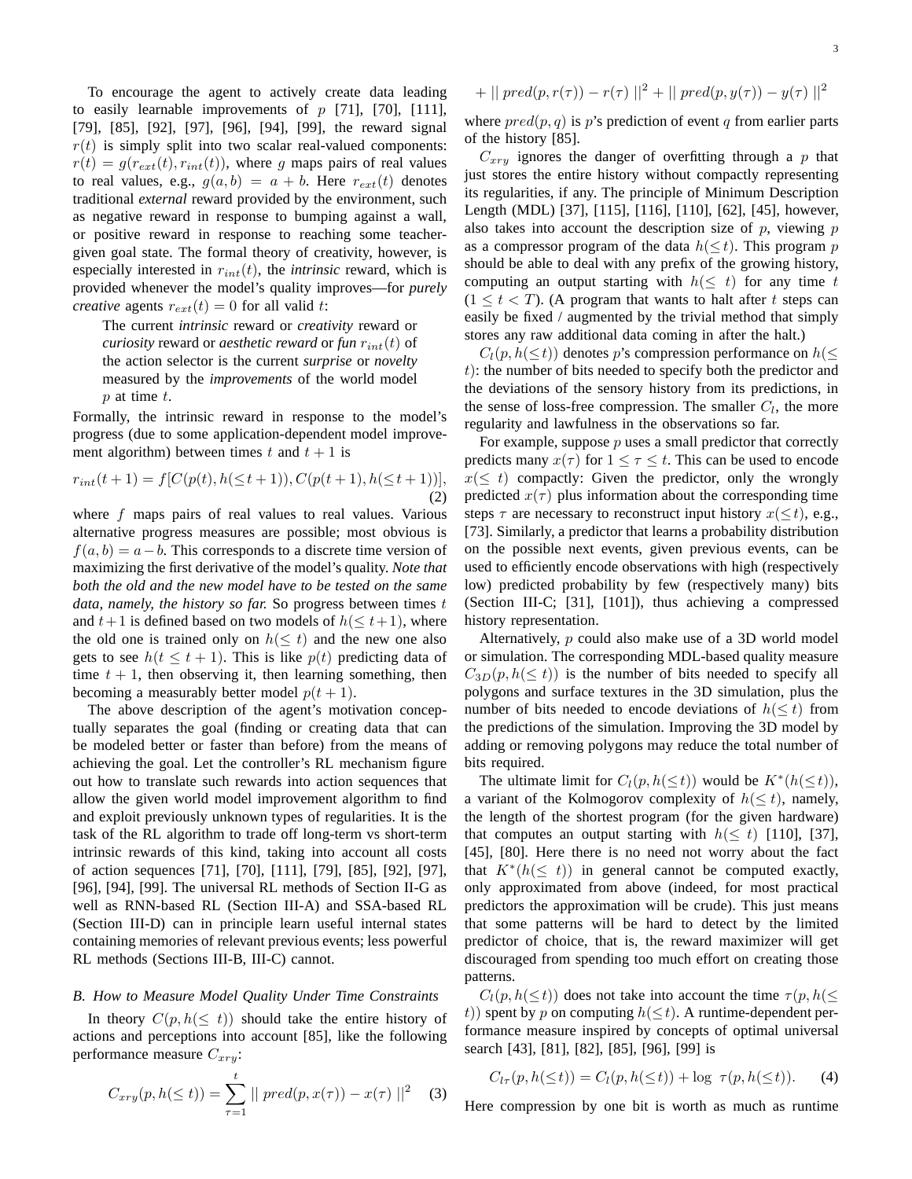To encourage the agent to actively create data leading to easily learnable improvements of $p$ [71], [70], [111], [79], [85], [92], [97], [96], [94], [99], the reward signal $r(t)$ is simply split into two scalar real-valued components: $r(t) = g(r_{ext}(t), r_{int}(t))$, where $g$ maps pairs of real values to real values, e.g., $g(a, b) = a + b$. Here $r_{ext}(t)$ denotes traditional *external* reward provided by the environment, such as negative reward in response to bumping against a wall, or positive reward in response to reaching some teacher-given goal state. The formal theory of creativity, however, is especially interested in $r_{int}(t)$, the *intrinsic* reward, which is provided whenever the model's quality improves—for *purely creative* agents $r_{ext}(t) = 0$ for all valid $t$:

> The current *intrinsic* reward or *creativity* reward or *curiosity* reward or *aesthetic reward* or *fun* $r_{int}(t)$ of the action selector is the current *surprise* or *novelty* measured by the *improvements* of the world model $p$ at time $t$.

Formally, the intrinsic reward in response to the model's progress (due to some application-dependent model improvement algorithm) between times $t$ and $t+1$ is

$$r_{int}(t+1) = f[C(p(t), h(\leq t+1)), C(p(t+1), h(\leq t+1))], \tag{2}$$

where $f$ maps pairs of real values to real values. Various alternative progress measures are possible; most obvious is $f(a, b) = a - b$. This corresponds to a discrete time version of maximizing the first derivative of the model's quality. ***Note that both the old and the new model have to be tested on the same data, namely, the history so far.*** So progress between times $t$ and $t+1$ is defined based on two models of $h(\leq t+1)$, where the old one is trained only on $h(\leq t)$ and the new one also gets to see $h(t \leq t+1)$. This is like $p(t)$ predicting data of time $t+1$, then observing it, then learning something, then becoming a measurably better model $p(t+1)$.

The above description of the agent's motivation conceptually separates the goal (finding or creating data that can be modeled better or faster than before) from the means of achieving the goal. Let the controller's RL mechanism figure out how to translate such rewards into action sequences that allow the given world model improvement algorithm to find and exploit previously unknown types of regularities. It is the task of the RL algorithm to trade off long-term vs short-term intrinsic rewards of this kind, taking into account all costs of action sequences [71], [70], [111], [79], [85], [92], [97], [96], [94], [99]. The universal RL methods of Section II-G as well as RNN-based RL (Section III-A) and SSA-based RL (Section III-D) can in principle learn useful internal states containing memories of relevant previous events; less powerful RL methods (Sections III-B, III-C) cannot.

### *B. How to Measure Model Quality Under Time Constraints*

In theory $C(p, h(\leq t))$ should take the entire history of actions and perceptions into account [85], like the following performance measure $C_{xry}$:

$$C_{xry}(p, h(\leq t)) = \sum_{\tau=1}^{t} \| \, pred(p, x(\tau)) - x(\tau) \, \|^2 \tag{3}$$

$$+ \| \, pred(p, r(\tau)) - r(\tau) \, \|^2 + \| \, pred(p, y(\tau)) - y(\tau) \, \|^2$$

where $pred(p, q)$ is $p$'s prediction of event $q$ from earlier parts of the history [85].

$C_{xry}$ ignores the danger of overfitting through a $p$ that just stores the entire history without compactly representing its regularities, if any. The principle of Minimum Description Length (MDL) [37], [115], [116], [110], [62], [45], however, also takes into account the description size of $p$, viewing $p$ as a compressor program of the data $h(\leq t)$. This program $p$ should be able to deal with any prefix of the growing history, computing an output starting with $h(\leq t)$ for any time $t$ ($1 \leq t < T$). (A program that wants to halt after $t$ steps can easily be fixed / augmented by the trivial method that simply stores any raw additional data coming in after the halt.)

$C_l(p, h(\leq t))$ denotes $p$'s compression performance on $h(\leq t)$: the number of bits needed to specify both the predictor and the deviations of the sensory history from its predictions, in the sense of loss-free compression. The smaller $C_l$, the more regularity and lawfulness in the observations so far.

For example, suppose $p$ uses a small predictor that correctly predicts many $x(\tau)$ for $1 \leq \tau \leq t$. This can be used to encode $x(\leq t)$ compactly: Given the predictor, only the wrongly predicted $x(\tau)$ plus information about the corresponding time steps $\tau$ are necessary to reconstruct input history $x(\leq t)$, e.g., [73]. Similarly, a predictor that learns a probability distribution on the possible next events, given previous events, can be used to efficiently encode observations with high (respectively low) predicted probability by few (respectively many) bits (Section III-C; [31], [101]), thus achieving a compressed history representation.

Alternatively, $p$ could also make use of a 3D world model or simulation. The corresponding MDL-based quality measure $C_{3D}(p, h(\leq t))$ is the number of bits needed to specify all polygons and surface textures in the 3D simulation, plus the number of bits needed to encode deviations of $h(\leq t)$ from the predictions of the simulation. Improving the 3D model by adding or removing polygons may reduce the total number of bits required.

The ultimate limit for $C_l(p, h(\leq t))$ would be $K^*(h(\leq t))$, a variant of the Kolmogorov complexity of $h(\leq t)$, namely, the length of the shortest program (for the given hardware) that computes an output starting with $h(\leq t)$ [110], [37], [45], [80]. Here there is no need not worry about the fact that $K^*(h(\leq t))$ in general cannot be computed exactly, only approximated from above (indeed, for most practical predictors the approximation will be crude). This just means that some patterns will be hard to detect by the limited predictor of choice, that is, the reward maximizer will get discouraged from spending too much effort on creating those patterns.

$C_l(p, h(\leq t))$ does not take into account the time $\tau(p, h(\leq t))$ spent by $p$ on computing $h(\leq t)$. A runtime-dependent performance measure inspired by concepts of optimal universal search [43], [81], [82], [85], [96], [99] is

$$C_{l\tau}(p, h(\leq t)) = C_l(p, h(\leq t)) + \log \; \tau(p, h(\leq t)). \tag{4}$$

Here compression by one bit is worth as much as runtime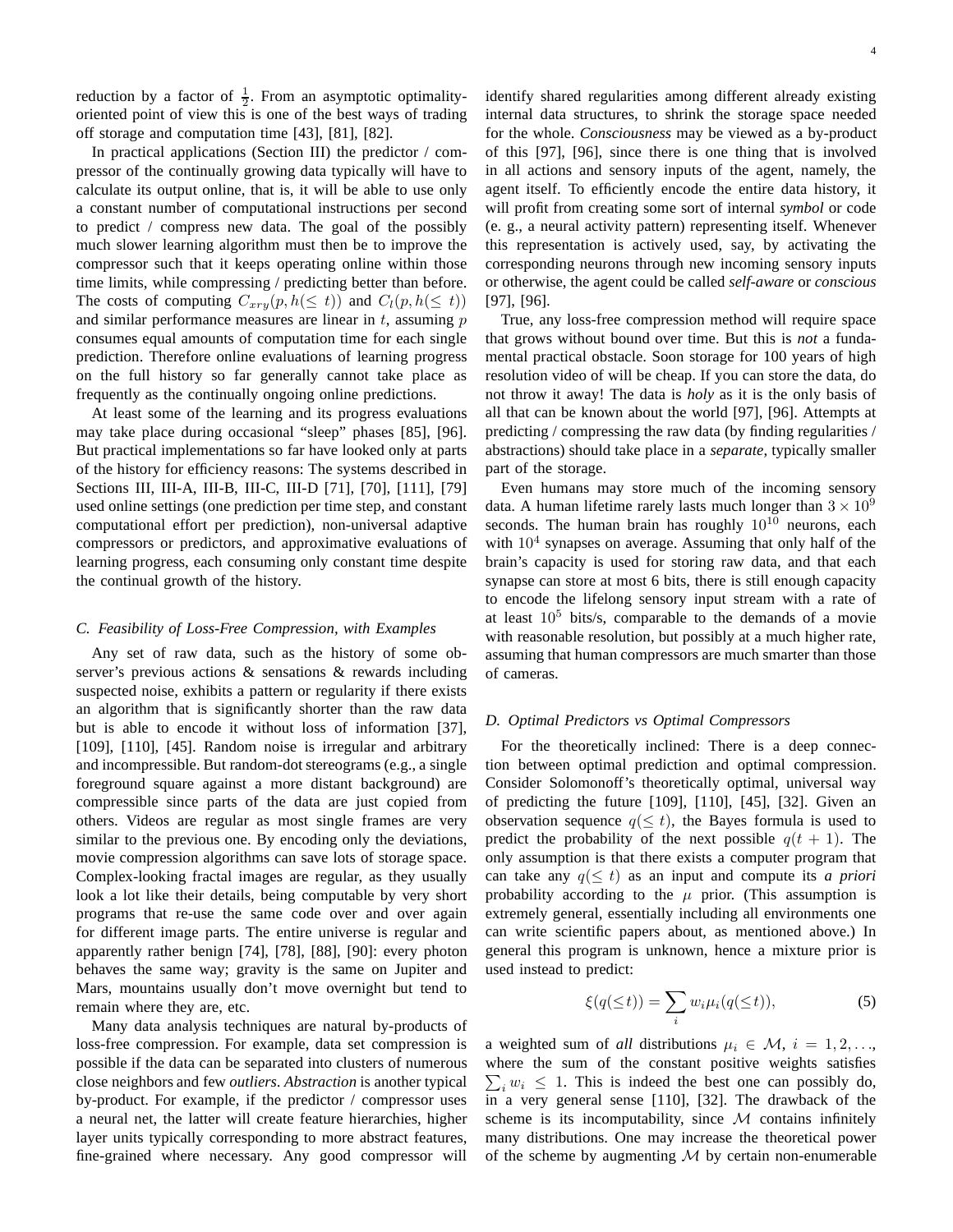reduction by a factor of $\frac{1}{2}$. From an asymptotic optimality-oriented point of view this is one of the best ways of trading off storage and computation time [43], [81], [82].

In practical applications (Section III) the predictor / compressor of the continually growing data typically will have to calculate its output online, that is, it will be able to use only a constant number of computational instructions per second to predict / compress new data. The goal of the possibly much slower learning algorithm must then be to improve the compressor such that it keeps operating online within those time limits, while compressing / predicting better than before. The costs of computing $C_{xry}(p, h(\leq t))$ and $C_l(p, h(\leq t))$ and similar performance measures are linear in $t$, assuming $p$ consumes equal amounts of computation time for each single prediction. Therefore online evaluations of learning progress on the full history so far generally cannot take place as frequently as the continually ongoing online predictions.

At least some of the learning and its progress evaluations may take place during occasional "sleep" phases [85], [96]. But practical implementations so far have looked only at parts of the history for efficiency reasons: The systems described in Sections III, III-A, III-B, III-C, III-D [71], [70], [111], [79] used online settings (one prediction per time step, and constant computational effort per prediction), non-universal adaptive compressors or predictors, and approximative evaluations of learning progress, each consuming only constant time despite the continual growth of the history.

### C. Feasibility of Loss-Free Compression, with Examples

Any set of raw data, such as the history of some observer's previous actions & sensations & rewards including suspected noise, exhibits a pattern or regularity if there exists an algorithm that is significantly shorter than the raw data but is able to encode it without loss of information [37], [109], [110], [45]. Random noise is irregular and arbitrary and incompressible. But random-dot stereograms (e.g., a single foreground square against a more distant background) are compressible since parts of the data are just copied from others. Videos are regular as most single frames are very similar to the previous one. By encoding only the deviations, movie compression algorithms can save lots of storage space. Complex-looking fractal images are regular, as they usually look a lot like their details, being computable by very short programs that re-use the same code over and over again for different image parts. The entire universe is regular and apparently rather benign [74], [78], [88], [90]: every photon behaves the same way; gravity is the same on Jupiter and Mars, mountains usually don't move overnight but tend to remain where they are, etc.

Many data analysis techniques are natural by-products of loss-free compression. For example, data set compression is possible if the data can be separated into clusters of numerous close neighbors and few *outliers*. *Abstraction* is another typical by-product. For example, if the predictor / compressor uses a neural net, the latter will create feature hierarchies, higher layer units typically corresponding to more abstract features, fine-grained where necessary. Any good compressor will identify shared regularities among different already existing internal data structures, to shrink the storage space needed for the whole. *Consciousness* may be viewed as a by-product of this [97], [96], since there is one thing that is involved in all actions and sensory inputs of the agent, namely, the agent itself. To efficiently encode the entire data history, it will profit from creating some sort of internal *symbol* or code (e. g., a neural activity pattern) representing itself. Whenever this representation is actively used, say, by activating the corresponding neurons through new incoming sensory inputs or otherwise, the agent could be called *self-aware* or *conscious* [97], [96].

True, any loss-free compression method will require space that grows without bound over time. But this is *not* a fundamental practical obstacle. Soon storage for 100 years of high resolution video of will be cheap. If you can store the data, do not throw it away! The data is *holy* as it is the only basis of all that can be known about the world [97], [96]. Attempts at predicting / compressing the raw data (by finding regularities / abstractions) should take place in a *separate*, typically smaller part of the storage.

Even humans may store much of the incoming sensory data. A human lifetime rarely lasts much longer than $3 \times 10^9$ seconds. The human brain has roughly $10^{10}$ neurons, each with $10^4$ synapses on average. Assuming that only half of the brain's capacity is used for storing raw data, and that each synapse can store at most 6 bits, there is still enough capacity to encode the lifelong sensory input stream with a rate of at least $10^5$ bits/s, comparable to the demands of a movie with reasonable resolution, but possibly at a much higher rate, assuming that human compressors are much smarter than those of cameras.

### D. Optimal Predictors vs Optimal Compressors

For the theoretically inclined: There is a deep connection between optimal prediction and optimal compression. Consider Solomonoff's theoretically optimal, universal way of predicting the future [109], [110], [45], [32]. Given an observation sequence $q(\leq t)$, the Bayes formula is used to predict the probability of the next possible $q(t+1)$. The only assumption is that there exists a computer program that can take any $q(\leq t)$ as an input and compute its *a priori* probability according to the $\mu$ prior. (This assumption is extremely general, essentially including all environments one can write scientific papers about, as mentioned above.) In general this program is unknown, hence a mixture prior is used instead to predict:

$$\xi(q(\leq t)) = \sum_i w_i \mu_i(q(\leq t)), \tag{5}$$

a weighted sum of *all* distributions $\mu_i \in \mathcal{M}$, $i = 1, 2, \ldots$, where the sum of the constant positive weights satisfies $\sum_i w_i \leq 1$. This is indeed the best one can possibly do, in a very general sense [110], [32]. The drawback of the scheme is its incomputability, since $\mathcal{M}$ contains infinitely many distributions. One may increase the theoretical power of the scheme by augmenting $\mathcal{M}$ by certain non-enumerable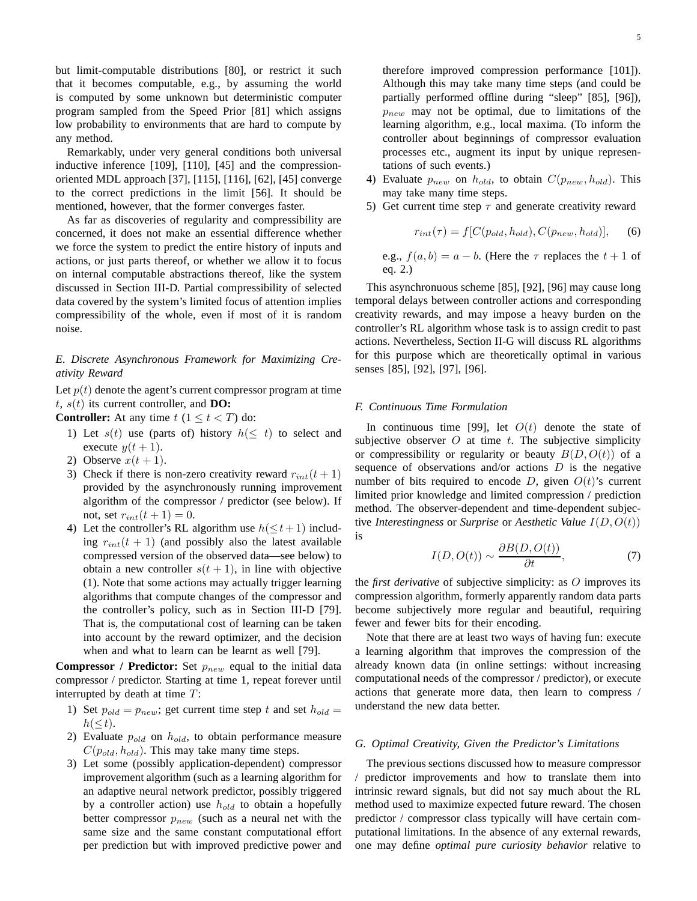but limit-computable distributions [80], or restrict it such that it becomes computable, e.g., by assuming the world is computed by some unknown but deterministic computer program sampled from the Speed Prior [81] which assigns low probability to environments that are hard to compute by any method.

Remarkably, under very general conditions both universal inductive inference [109], [110], [45] and the compression-oriented MDL approach [37], [115], [116], [62], [45] converge to the correct predictions in the limit [56]. It should be mentioned, however, that the former converges faster.

As far as discoveries of regularity and compressibility are concerned, it does not make an essential difference whether we force the system to predict the entire history of inputs and actions, or just parts thereof, or whether we allow it to focus on internal computable abstractions thereof, like the system discussed in Section III-D. Partial compressibility of selected data covered by the system's limited focus of attention implies compressibility of the whole, even if most of it is random noise.

### *E. Discrete Asynchronous Framework for Maximizing Creativity Reward*

Let $p(t)$ denote the agent's current compressor program at time $t$, $s(t)$ its current controller, and **DO:**

**Controller:** At any time $t$ ($1 \leq t < T$) do:

1) Let $s(t)$ use (parts of) history $h(\leq t)$ to select and execute $y(t+1)$.
2) Observe $x(t+1)$.
3) Check if there is non-zero creativity reward $r_{int}(t+1)$ provided by the asynchronously running improvement algorithm of the compressor / predictor (see below). If not, set $r_{int}(t+1) = 0$.
4) Let the controller's RL algorithm use $h(\leq t+1)$ including $r_{int}(t+1)$ (and possibly also the latest available compressed version of the observed data—see below) to obtain a new controller $s(t+1)$, in line with objective (1). Note that some actions may actually trigger learning algorithms that compute changes of the compressor and the controller's policy, such as in Section III-D [79]. That is, the computational cost of learning can be taken into account by the reward optimizer, and the decision when and what to learn can be learnt as well [79].

**Compressor / Predictor:** Set $p_{new}$ equal to the initial data compressor / predictor. Starting at time 1, repeat forever until interrupted by death at time $T$:

1) Set $p_{old} = p_{new}$; get current time step $t$ and set $h_{old} = h(\leq t)$.
2) Evaluate $p_{old}$ on $h_{old}$, to obtain performance measure $C(p_{old}, h_{old})$. This may take many time steps.
3) Let some (possibly application-dependent) compressor improvement algorithm (such as a learning algorithm for an adaptive neural network predictor, possibly triggered by a controller action) use $h_{old}$ to obtain a hopefully better compressor $p_{new}$ (such as a neural net with the same size and the same constant computational effort per prediction but with improved predictive power and therefore improved compression performance [101]). Although this may take many time steps (and could be partially performed offline during "sleep" [85], [96]), $p_{new}$ may not be optimal, due to limitations of the learning algorithm, e.g., local maxima. (To inform the controller about beginnings of compressor evaluation processes etc., augment its input by unique representations of such events.)
4) Evaluate $p_{new}$ on $h_{old}$, to obtain $C(p_{new}, h_{old})$. This may take many time steps.
5) Get current time step $\tau$ and generate creativity reward

$$r_{int}(\tau) = f[C(p_{old}, h_{old}), C(p_{new}, h_{old})], \qquad (6)$$

e.g., $f(a,b) = a - b$. (Here the $\tau$ replaces the $t+1$ of eq. 2.)

This asynchronuous scheme [85], [92], [96] may cause long temporal delays between controller actions and corresponding creativity rewards, and may impose a heavy burden on the controller's RL algorithm whose task is to assign credit to past actions. Nevertheless, Section II-G will discuss RL algorithms for this purpose which are theoretically optimal in various senses [85], [92], [97], [96].

### *F. Continuous Time Formulation*

In continuous time [99], let $O(t)$ denote the state of subjective observer $O$ at time $t$. The subjective simplicity or compressibility or regularity or beauty $B(D, O(t))$ of a sequence of observations and/or actions $D$ is the negative number of bits required to encode $D$, given $O(t)$'s current limited prior knowledge and limited compression / prediction method. The observer-dependent and time-dependent subjective *Interestingness* or *Surprise* or *Aesthetic Value* $I(D, O(t))$ is

$$I(D, O(t)) \sim \frac{\partial B(D, O(t))}{\partial t}, \qquad (7)$$

the *first derivative* of subjective simplicity: as $O$ improves its compression algorithm, formerly apparently random data parts become subjectively more regular and beautiful, requiring fewer and fewer bits for their encoding.

Note that there are at least two ways of having fun: execute a learning algorithm that improves the compression of the already known data (in online settings: without increasing computational needs of the compressor / predictor), or execute actions that generate more data, then learn to compress / understand the new data better.

### *G. Optimal Creativity, Given the Predictor's Limitations*

The previous sections discussed how to measure compressor / predictor improvements and how to translate them into intrinsic reward signals, but did not say much about the RL method used to maximize expected future reward. The chosen predictor / compressor class typically will have certain computational limitations. In the absence of any external rewards, one may define *optimal pure curiosity behavior* relative to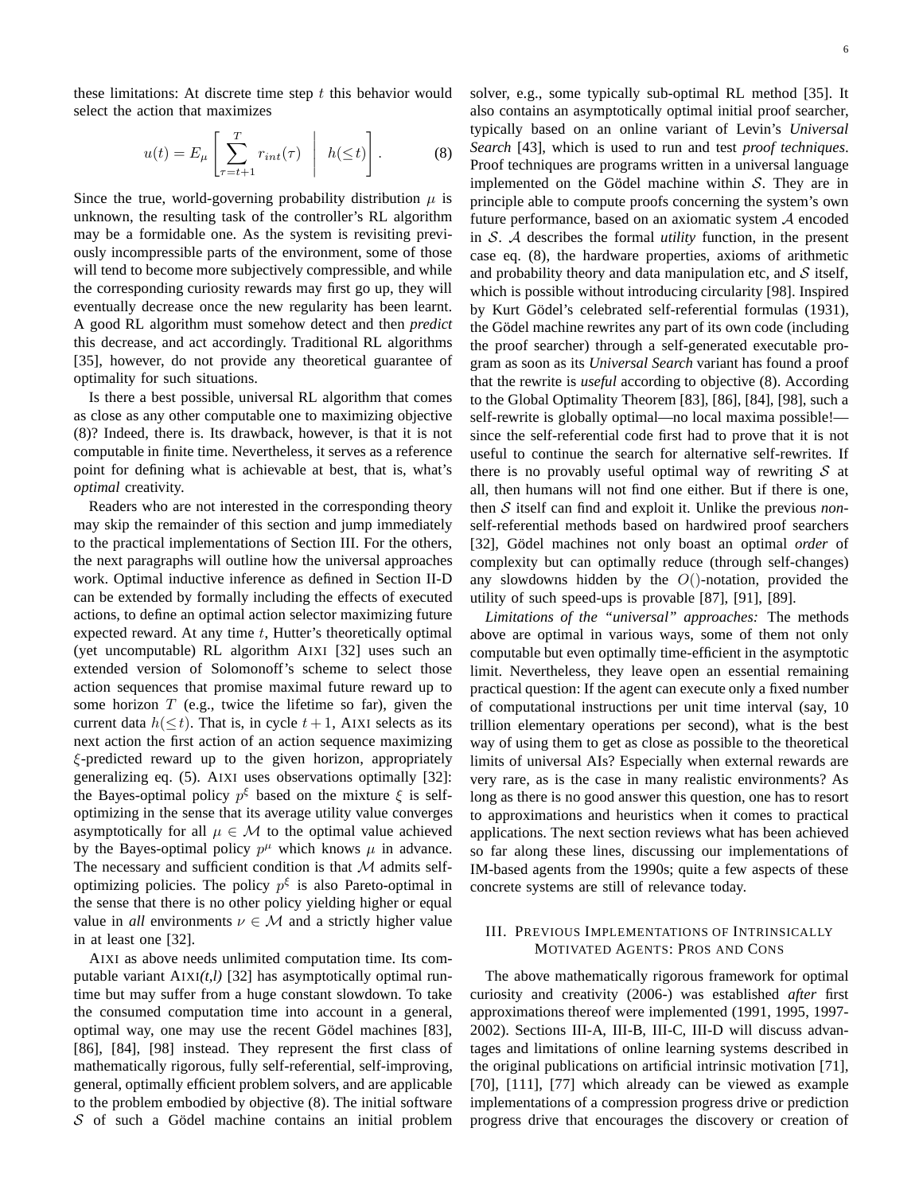these limitations: At discrete time step $t$ this behavior would select the action that maximizes

$$u(t) = E_\mu \left[ \sum_{\tau=t+1}^{T} r_{int}(\tau) \;\middle|\; h(\leq t) \right]. \tag{8}$$

Since the true, world-governing probability distribution $\mu$ is unknown, the resulting task of the controller's RL algorithm may be a formidable one. As the system is revisiting previously incompressible parts of the environment, some of those will tend to become more subjectively compressible, and while the corresponding curiosity rewards may first go up, they will eventually decrease once the new regularity has been learnt. A good RL algorithm must somehow detect and then *predict* this decrease, and act accordingly. Traditional RL algorithms [35], however, do not provide any theoretical guarantee of optimality for such situations.

Is there a best possible, universal RL algorithm that comes as close as any other computable one to maximizing objective (8)? Indeed, there is. Its drawback, however, is that it is not computable in finite time. Nevertheless, it serves as a reference point for defining what is achievable at best, that is, what's *optimal* creativity.

Readers who are not interested in the corresponding theory may skip the remainder of this section and jump immediately to the practical implementations of Section III. For the others, the next paragraphs will outline how the universal approaches work. Optimal inductive inference as defined in Section II-D can be extended by formally including the effects of executed actions, to define an optimal action selector maximizing future expected reward. At any time $t$, Hutter's theoretically optimal (yet uncomputable) RL algorithm AIXI [32] uses such an extended version of Solomonoff's scheme to select those action sequences that promise maximal future reward up to some horizon $T$ (e.g., twice the lifetime so far), given the current data $h(\leq t)$. That is, in cycle $t+1$, AIXI selects as its next action the first action of an action sequence maximizing $\xi$-predicted reward up to the given horizon, appropriately generalizing eq. (5). AIXI uses observations optimally [32]: the Bayes-optimal policy $p^\xi$ based on the mixture $\xi$ is self-optimizing in the sense that its average utility value converges asymptotically for all $\mu \in \mathcal{M}$ to the optimal value achieved by the Bayes-optimal policy $p^\mu$ which knows $\mu$ in advance. The necessary and sufficient condition is that $\mathcal{M}$ admits self-optimizing policies. The policy $p^\xi$ is also Pareto-optimal in the sense that there is no other policy yielding higher or equal value in *all* environments $\nu \in \mathcal{M}$ and a strictly higher value in at least one [32].

AIXI as above needs unlimited computation time. Its computable variant AIXI*(t,l)* [32] has asymptotically optimal runtime but may suffer from a huge constant slowdown. To take the consumed computation time into account in a general, optimal way, one may use the recent Gödel machines [83], [86], [84], [98] instead. They represent the first class of mathematically rigorous, fully self-referential, self-improving, general, optimally efficient problem solvers, and are applicable to the problem embodied by objective (8). The initial software $\mathcal{S}$ of such a Gödel machine contains an initial problem solver, e.g., some typically sub-optimal RL method [35]. It also contains an asymptotically optimal initial proof searcher, typically based on an online variant of Levin's *Universal Search* [43], which is used to run and test *proof techniques*. Proof techniques are programs written in a universal language implemented on the Gödel machine within $\mathcal{S}$. They are in principle able to compute proofs concerning the system's own future performance, based on an axiomatic system $\mathcal{A}$ encoded in $\mathcal{S}$. $\mathcal{A}$ describes the formal *utility* function, in the present case eq. (8), the hardware properties, axioms of arithmetic and probability theory and data manipulation etc, and $\mathcal{S}$ itself, which is possible without introducing circularity [98]. Inspired by Kurt Gödel's celebrated self-referential formulas (1931), the Gödel machine rewrites any part of its own code (including the proof searcher) through a self-generated executable program as soon as its *Universal Search* variant has found a proof that the rewrite is *useful* according to objective (8). According to the Global Optimality Theorem [83], [86], [84], [98], such a self-rewrite is globally optimal—no local maxima possible!—since the self-referential code first had to prove that it is not useful to continue the search for alternative self-rewrites. If there is no provably useful optimal way of rewriting $\mathcal{S}$ at all, then humans will not find one either. But if there is one, then $\mathcal{S}$ itself can find and exploit it. Unlike the previous *non*-self-referential methods based on hardwired proof searchers [32], Gödel machines not only boast an optimal *order* of complexity but can optimally reduce (through self-changes) any slowdowns hidden by the $O()$-notation, provided the utility of such speed-ups is provable [87], [91], [89].

*Limitations of the "universal" approaches:* The methods above are optimal in various ways, some of them not only computable but even optimally time-efficient in the asymptotic limit. Nevertheless, they leave open an essential remaining practical question: If the agent can execute only a fixed number of computational instructions per unit time interval (say, 10 trillion elementary operations per second), what is the best way of using them to get as close as possible to the theoretical limits of universal AIs? Especially when external rewards are very rare, as is the case in many realistic environments? As long as there is no good answer this question, one has to resort to approximations and heuristics when it comes to practical applications. The next section reviews what has been achieved so far along these lines, discussing our implementations of IM-based agents from the 1990s; quite a few aspects of these concrete systems are still of relevance today.

## III. Previous Implementations of Intrinsically Motivated Agents: Pros and Cons

The above mathematically rigorous framework for optimal curiosity and creativity (2006-) was established *after* first approximations thereof were implemented (1991, 1995, 1997-2002). Sections III-A, III-B, III-C, III-D will discuss advantages and limitations of online learning systems described in the original publications on artificial intrinsic motivation [71], [70], [111], [77] which already can be viewed as example implementations of a compression progress drive or prediction progress drive that encourages the discovery or creation of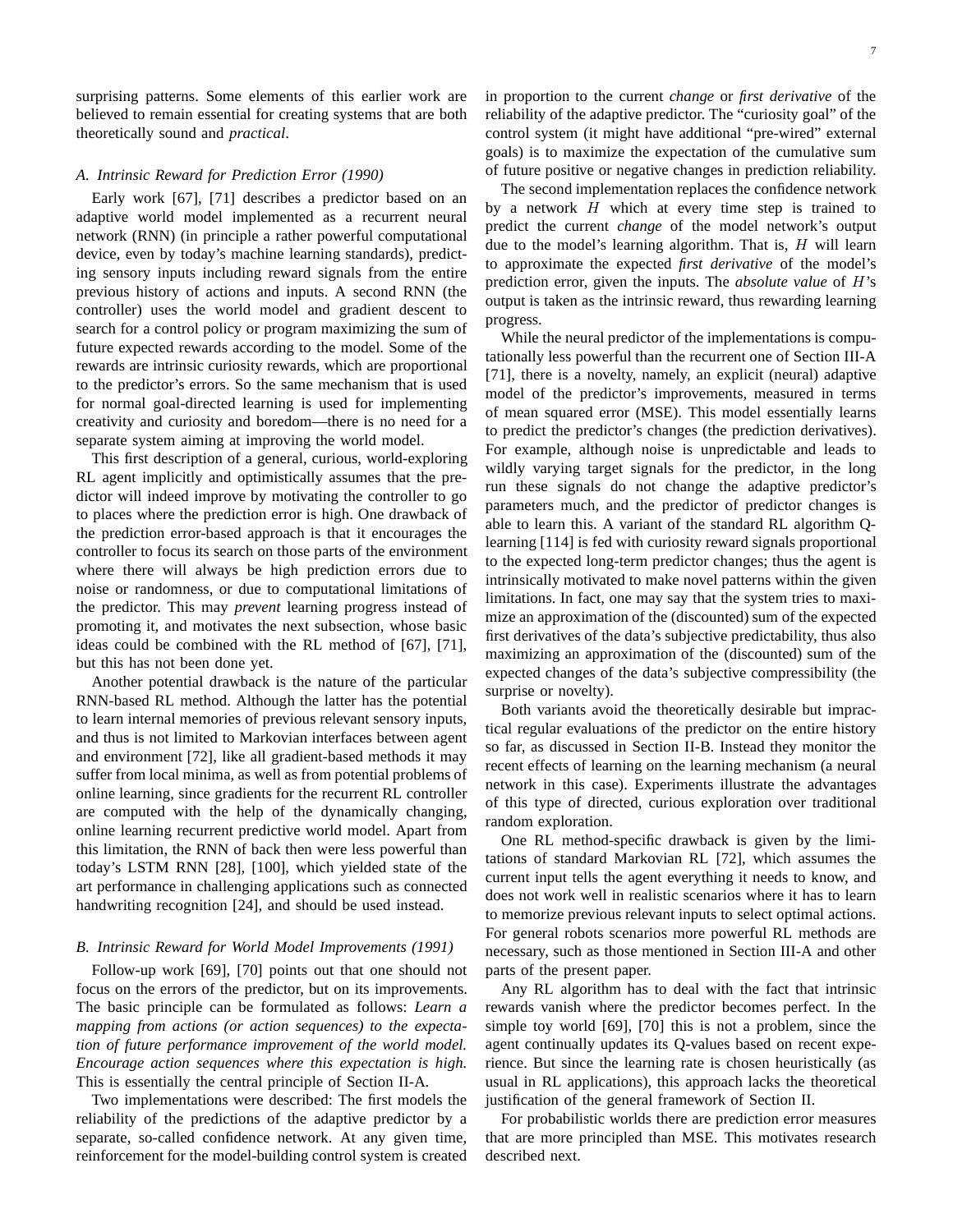surprising patterns. Some elements of this earlier work are believed to remain essential for creating systems that are both theoretically sound and *practical*.

### A. Intrinsic Reward for Prediction Error (1990)

Early work [67], [71] describes a predictor based on an adaptive world model implemented as a recurrent neural network (RNN) (in principle a rather powerful computational device, even by today's machine learning standards), predicting sensory inputs including reward signals from the entire previous history of actions and inputs. A second RNN (the controller) uses the world model and gradient descent to search for a control policy or program maximizing the sum of future expected rewards according to the model. Some of the rewards are intrinsic curiosity rewards, which are proportional to the predictor's errors. So the same mechanism that is used for normal goal-directed learning is used for implementing creativity and curiosity and boredom—there is no need for a separate system aiming at improving the world model.

This first description of a general, curious, world-exploring RL agent implicitly and optimistically assumes that the predictor will indeed improve by motivating the controller to go to places where the prediction error is high. One drawback of the prediction error-based approach is that it encourages the controller to focus its search on those parts of the environment where there will always be high prediction errors due to noise or randomness, or due to computational limitations of the predictor. This may *prevent* learning progress instead of promoting it, and motivates the next subsection, whose basic ideas could be combined with the RL method of [67], [71], but this has not been done yet.

Another potential drawback is the nature of the particular RNN-based RL method. Although the latter has the potential to learn internal memories of previous relevant sensory inputs, and thus is not limited to Markovian interfaces between agent and environment [72], like all gradient-based methods it may suffer from local minima, as well as from potential problems of online learning, since gradients for the recurrent RL controller are computed with the help of the dynamically changing, online learning recurrent predictive world model. Apart from this limitation, the RNN of back then were less powerful than today's LSTM RNN [28], [100], which yielded state of the art performance in challenging applications such as connected handwriting recognition [24], and should be used instead.

### B. Intrinsic Reward for World Model Improvements (1991)

Follow-up work [69], [70] points out that one should not focus on the errors of the predictor, but on its improvements. The basic principle can be formulated as follows: *Learn a mapping from actions (or action sequences) to the expectation of future performance improvement of the world model. Encourage action sequences where this expectation is high.* This is essentially the central principle of Section II-A.

Two implementations were described: The first models the reliability of the predictions of the adaptive predictor by a separate, so-called confidence network. At any given time, reinforcement for the model-building control system is created in proportion to the current *change* or *first derivative* of the reliability of the adaptive predictor. The "curiosity goal" of the control system (it might have additional "pre-wired" external goals) is to maximize the expectation of the cumulative sum of future positive or negative changes in prediction reliability.

The second implementation replaces the confidence network by a network $H$ which at every time step is trained to predict the current *change* of the model network's output due to the model's learning algorithm. That is, $H$ will learn to approximate the expected *first derivative* of the model's prediction error, given the inputs. The *absolute value* of $H$'s output is taken as the intrinsic reward, thus rewarding learning progress.

While the neural predictor of the implementations is computationally less powerful than the recurrent one of Section III-A [71], there is a novelty, namely, an explicit (neural) adaptive model of the predictor's improvements, measured in terms of mean squared error (MSE). This model essentially learns to predict the predictor's changes (the prediction derivatives). For example, although noise is unpredictable and leads to wildly varying target signals for the predictor, in the long run these signals do not change the adaptive predictor's parameters much, and the predictor of predictor changes is able to learn this. A variant of the standard RL algorithm Q-learning [114] is fed with curiosity reward signals proportional to the expected long-term predictor changes; thus the agent is intrinsically motivated to make novel patterns within the given limitations. In fact, one may say that the system tries to maximize an approximation of the (discounted) sum of the expected first derivatives of the data's subjective predictability, thus also maximizing an approximation of the (discounted) sum of the expected changes of the data's subjective compressibility (the surprise or novelty).

Both variants avoid the theoretically desirable but impractical regular evaluations of the predictor on the entire history so far, as discussed in Section II-B. Instead they monitor the recent effects of learning on the learning mechanism (a neural network in this case). Experiments illustrate the advantages of this type of directed, curious exploration over traditional random exploration.

One RL method-specific drawback is given by the limitations of standard Markovian RL [72], which assumes the current input tells the agent everything it needs to know, and does not work well in realistic scenarios where it has to learn to memorize previous relevant inputs to select optimal actions. For general robots scenarios more powerful RL methods are necessary, such as those mentioned in Section III-A and other parts of the present paper.

Any RL algorithm has to deal with the fact that intrinsic rewards vanish where the predictor becomes perfect. In the simple toy world [69], [70] this is not a problem, since the agent continually updates its Q-values based on recent experience. But since the learning rate is chosen heuristically (as usual in RL applications), this approach lacks the theoretical justification of the general framework of Section II.

For probabilistic worlds there are prediction error measures that are more principled than MSE. This motivates research described next.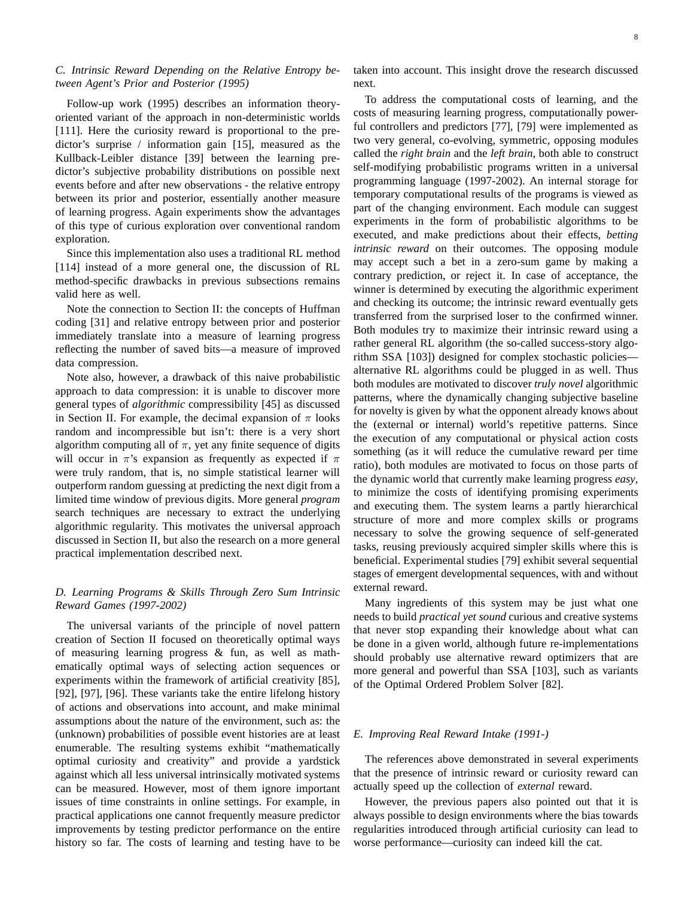### C. Intrinsic Reward Depending on the Relative Entropy between Agent's Prior and Posterior (1995)

Follow-up work (1995) describes an information theory-oriented variant of the approach in non-deterministic worlds [111]. Here the curiosity reward is proportional to the predictor's surprise / information gain [15], measured as the Kullback-Leibler distance [39] between the learning predictor's subjective probability distributions on possible next events before and after new observations - the relative entropy between its prior and posterior, essentially another measure of learning progress. Again experiments show the advantages of this type of curious exploration over conventional random exploration.

Since this implementation also uses a traditional RL method [114] instead of a more general one, the discussion of RL method-specific drawbacks in previous subsections remains valid here as well.

Note the connection to Section II: the concepts of Huffman coding [31] and relative entropy between prior and posterior immediately translate into a measure of learning progress reflecting the number of saved bits—a measure of improved data compression.

Note also, however, a drawback of this naive probabilistic approach to data compression: it is unable to discover more general types of *algorithmic* compressibility [45] as discussed in Section II. For example, the decimal expansion of $\pi$ looks random and incompressible but isn't: there is a very short algorithm computing all of $\pi$, yet any finite sequence of digits will occur in $\pi$'s expansion as frequently as expected if $\pi$ were truly random, that is, no simple statistical learner will outperform random guessing at predicting the next digit from a limited time window of previous digits. More general *program* search techniques are necessary to extract the underlying algorithmic regularity. This motivates the universal approach discussed in Section II, but also the research on a more general practical implementation described next.

### D. Learning Programs & Skills Through Zero Sum Intrinsic Reward Games (1997-2002)

The universal variants of the principle of novel pattern creation of Section II focused on theoretically optimal ways of measuring learning progress & fun, as well as mathematically optimal ways of selecting action sequences or experiments within the framework of artificial creativity [85], [92], [97], [96]. These variants take the entire lifelong history of actions and observations into account, and make minimal assumptions about the nature of the environment, such as: the (unknown) probabilities of possible event histories are at least enumerable. The resulting systems exhibit "mathematically optimal curiosity and creativity" and provide a yardstick against which all less universal intrinsically motivated systems can be measured. However, most of them ignore important issues of time constraints in online settings. For example, in practical applications one cannot frequently measure predictor improvements by testing predictor performance on the entire history so far. The costs of learning and testing have to be taken into account. This insight drove the research discussed next.

To address the computational costs of learning, and the costs of measuring learning progress, computationally powerful controllers and predictors [77], [79] were implemented as two very general, co-evolving, symmetric, opposing modules called the *right brain* and the *left brain*, both able to construct self-modifying probabilistic programs written in a universal programming language (1997-2002). An internal storage for temporary computational results of the programs is viewed as part of the changing environment. Each module can suggest experiments in the form of probabilistic algorithms to be executed, and make predictions about their effects, *betting intrinsic reward* on their outcomes. The opposing module may accept such a bet in a zero-sum game by making a contrary prediction, or reject it. In case of acceptance, the winner is determined by executing the algorithmic experiment and checking its outcome; the intrinsic reward eventually gets transferred from the surprised loser to the confirmed winner. Both modules try to maximize their intrinsic reward using a rather general RL algorithm (the so-called success-story algorithm SSA [103]) designed for complex stochastic policies—alternative RL algorithms could be plugged in as well. Thus both modules are motivated to discover *truly novel* algorithmic patterns, where the dynamically changing subjective baseline for novelty is given by what the opponent already knows about the (external or internal) world's repetitive patterns. Since the execution of any computational or physical action costs something (as it will reduce the cumulative reward per time ratio), both modules are motivated to focus on those parts of the dynamic world that currently make learning progress *easy*, to minimize the costs of identifying promising experiments and executing them. The system learns a partly hierarchical structure of more and more complex skills or programs necessary to solve the growing sequence of self-generated tasks, reusing previously acquired simpler skills where this is beneficial. Experimental studies [79] exhibit several sequential stages of emergent developmental sequences, with and without external reward.

Many ingredients of this system may be just what one needs to build *practical yet sound* curious and creative systems that never stop expanding their knowledge about what can be done in a given world, although future re-implementations should probably use alternative reward optimizers that are more general and powerful than SSA [103], such as variants of the Optimal Ordered Problem Solver [82].

### E. Improving Real Reward Intake (1991-)

The references above demonstrated in several experiments that the presence of intrinsic reward or curiosity reward can actually speed up the collection of *external* reward.

However, the previous papers also pointed out that it is always possible to design environments where the bias towards regularities introduced through artificial curiosity can lead to worse performance—curiosity can indeed kill the cat.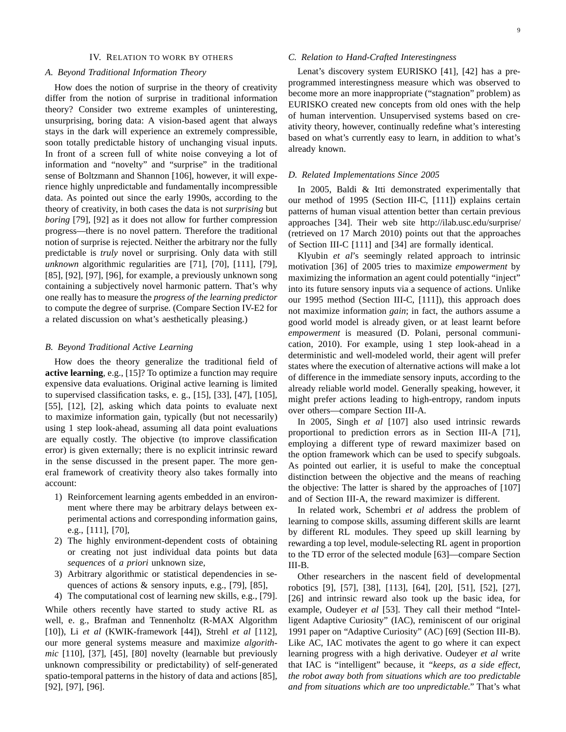## IV. Relation to work by others

### A. Beyond Traditional Information Theory

How does the notion of surprise in the theory of creativity differ from the notion of surprise in traditional information theory? Consider two extreme examples of uninteresting, unsurprising, boring data: A vision-based agent that always stays in the dark will experience an extremely compressible, soon totally predictable history of unchanging visual inputs. In front of a screen full of white noise conveying a lot of information and "novelty" and "surprise" in the traditional sense of Boltzmann and Shannon [106], however, it will experience highly unpredictable and fundamentally incompressible data. As pointed out since the early 1990s, according to the theory of creativity, in both cases the data is not *surprising* but *boring* [79], [92] as it does not allow for further compression progress—there is no novel pattern. Therefore the traditional notion of surprise is rejected. Neither the arbitrary nor the fully predictable is *truly* novel or surprising. Only data with still *unknown* algorithmic regularities are [71], [70], [111], [79], [85], [92], [97], [96], for example, a previously unknown song containing a subjectively novel harmonic pattern. That's why one really has to measure the *progress of the learning predictor* to compute the degree of surprise. (Compare Section IV-E2 for a related discussion on what's aesthetically pleasing.)

### B. Beyond Traditional Active Learning

How does the theory generalize the traditional field of **active learning**, e.g., [15]? To optimize a function may require expensive data evaluations. Original active learning is limited to supervised classification tasks, e. g., [15], [33], [47], [105], [55], [12], [2], asking which data points to evaluate next to maximize information gain, typically (but not necessarily) using 1 step look-ahead, assuming all data point evaluations are equally costly. The objective (to improve classification error) is given externally; there is no explicit intrinsic reward in the sense discussed in the present paper. The more general framework of creativity theory also takes formally into account:

1) Reinforcement learning agents embedded in an environment where there may be arbitrary delays between experimental actions and corresponding information gains, e.g., [111], [70],
2) The highly environment-dependent costs of obtaining or creating not just individual data points but data *sequences* of *a priori* unknown size,
3) Arbitrary algorithmic or statistical dependencies in sequences of actions & sensory inputs, e.g., [79], [85],
4) The computational cost of learning new skills, e.g., [79].

While others recently have started to study active RL as well, e. g., Brafman and Tennenholtz (R-MAX Algorithm [10]), Li *et al* (KWIK-framework [44]), Strehl *et al* [112], our more general systems measure and maximize *algorithmic* [110], [37], [45], [80] novelty (learnable but previously unknown compressibility or predictability) of self-generated spatio-temporal patterns in the history of data and actions [85], [92], [97], [96].

### C. Relation to Hand-Crafted Interestingness

Lenat's discovery system EURISKO [41], [42] has a pre-programmed interestingness measure which was observed to become more an more inappropriate ("stagnation" problem) as EURISKO created new concepts from old ones with the help of human intervention. Unsupervised systems based on creativity theory, however, continually redefine what's interesting based on what's currently easy to learn, in addition to what's already known.

### D. Related Implementations Since 2005

In 2005, Baldi & Itti demonstrated experimentally that our method of 1995 (Section III-C, [111]) explains certain patterns of human visual attention better than certain previous approaches [34]. Their web site http://ilab.usc.edu/surprise/ (retrieved on 17 March 2010) points out that the approaches of Section III-C [111] and [34] are formally identical.

Klyubin *et al*'s seemingly related approach to intrinsic motivation [36] of 2005 tries to maximize *empowerment* by maximizing the information an agent could potentially "inject" into its future sensory inputs via a sequence of actions. Unlike our 1995 method (Section III-C, [111]), this approach does not maximize information *gain*; in fact, the authors assume a good world model is already given, or at least learnt before *empowerment* is measured (D. Polani, personal communication, 2010). For example, using 1 step look-ahead in a deterministic and well-modeled world, their agent will prefer states where the execution of alternative actions will make a lot of difference in the immediate sensory inputs, according to the already reliable world model. Generally speaking, however, it might prefer actions leading to high-entropy, random inputs over others—compare Section III-A.

In 2005, Singh *et al* [107] also used intrinsic rewards proportional to prediction errors as in Section III-A [71], employing a different type of reward maximizer based on the option framework which can be used to specify subgoals. As pointed out earlier, it is useful to make the conceptual distinction between the objective and the means of reaching the objective: The latter is shared by the approaches of [107] and of Section III-A, the reward maximizer is different.

In related work, Schembri *et al* address the problem of learning to compose skills, assuming different skills are learnt by different RL modules. They speed up skill learning by rewarding a top level, module-selecting RL agent in proportion to the TD error of the selected module [63]—compare Section III-B.

Other researchers in the nascent field of developmental robotics [9], [57], [38], [113], [64], [20], [51], [52], [27], [26] and intrinsic reward also took up the basic idea, for example, Oudeyer *et al* [53]. They call their method "Intelligent Adaptive Curiosity" (IAC), reminiscent of our original 1991 paper on "Adaptive Curiosity" (AC) [69] (Section III-B). Like AC, IAC motivates the agent to go where it can expect learning progress with a high derivative. Oudeyer *et al* write that IAC is "intelligent" because, it *"keeps, as a side effect, the robot away both from situations which are too predictable and from situations which are too unpredictable."* That's what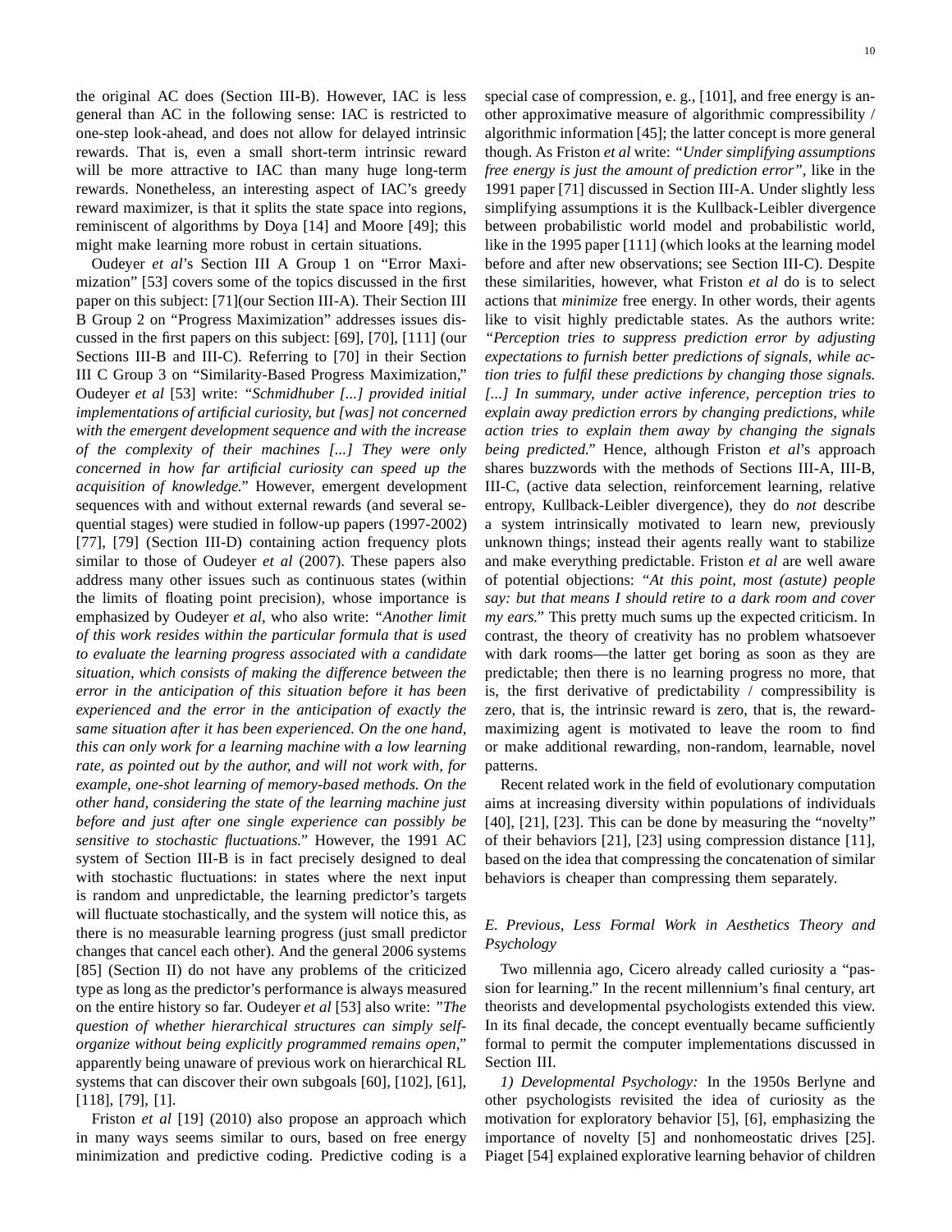the original AC does (Section III-B). However, IAC is less general than AC in the following sense: IAC is restricted to one-step look-ahead, and does not allow for delayed intrinsic rewards. That is, even a small short-term intrinsic reward will be more attractive to IAC than many huge long-term rewards. Nonetheless, an interesting aspect of IAC's greedy reward maximizer, is that it splits the state space into regions, reminiscent of algorithms by Doya [14] and Moore [49]; this might make learning more robust in certain situations.

Oudeyer *et al*'s Section III A Group 1 on "Error Maximization" [53] covers some of the topics discussed in the first paper on this subject: [71](our Section III-A). Their Section III B Group 2 on "Progress Maximization" addresses issues discussed in the first papers on this subject: [69], [70], [111] (our Sections III-B and III-C). Referring to [70] in their Section III C Group 3 on "Similarity-Based Progress Maximization," Oudeyer *et al* [53] write: *"Schmidhuber [...] provided initial implementations of artificial curiosity, but [was] not concerned with the emergent development sequence and with the increase of the complexity of their machines [...] They were only concerned in how far artificial curiosity can speed up the acquisition of knowledge."* However, emergent development sequences with and without external rewards (and several sequential stages) were studied in follow-up papers (1997-2002) [77], [79] (Section III-D) containing action frequency plots similar to those of Oudeyer *et al* (2007). These papers also address many other issues such as continuous states (within the limits of floating point precision), whose importance is emphasized by Oudeyer *et al*, who also write: *"Another limit of this work resides within the particular formula that is used to evaluate the learning progress associated with a candidate situation, which consists of making the difference between the error in the anticipation of this situation before it has been experienced and the error in the anticipation of exactly the same situation after it has been experienced. On the one hand, this can only work for a learning machine with a low learning rate, as pointed out by the author, and will not work with, for example, one-shot learning of memory-based methods. On the other hand, considering the state of the learning machine just before and just after one single experience can possibly be sensitive to stochastic fluctuations."* However, the 1991 AC system of Section III-B is in fact precisely designed to deal with stochastic fluctuations: in states where the next input is random and unpredictable, the learning predictor's targets will fluctuate stochastically, and the system will notice this, as there is no measurable learning progress (just small predictor changes that cancel each other). And the general 2006 systems [85] (Section II) do not have any problems of the criticized type as long as the predictor's performance is always measured on the entire history so far. Oudeyer *et al* [53] also write: *"The question of whether hierarchical structures can simply self-organize without being explicitly programmed remains open,"* apparently being unaware of previous work on hierarchical RL systems that can discover their own subgoals [60], [102], [61], [118], [79], [1].

Friston *et al* [19] (2010) also propose an approach which in many ways seems similar to ours, based on free energy minimization and predictive coding. Predictive coding is a special case of compression, e. g., [101], and free energy is another approximative measure of algorithmic compressibility / algorithmic information [45]; the latter concept is more general though. As Friston *et al* write: *"Under simplifying assumptions free energy is just the amount of prediction error"*, like in the 1991 paper [71] discussed in Section III-A. Under slightly less simplifying assumptions it is the Kullback-Leibler divergence between probabilistic world model and probabilistic world, like in the 1995 paper [111] (which looks at the learning model before and after new observations; see Section III-C). Despite these similarities, however, what Friston *et al* do is to select actions that *minimize* free energy. In other words, their agents like to visit highly predictable states. As the authors write: *"Perception tries to suppress prediction error by adjusting expectations to furnish better predictions of signals, while action tries to fulfil these predictions by changing those signals. [...] In summary, under active inference, perception tries to explain away prediction errors by changing predictions, while action tries to explain them away by changing the signals being predicted."* Hence, although Friston *et al*'s approach shares buzzwords with the methods of Sections III-A, III-B, III-C, (active data selection, reinforcement learning, relative entropy, Kullback-Leibler divergence), they do *not* describe a system intrinsically motivated to learn new, previously unknown things; instead their agents really want to stabilize and make everything predictable. Friston *et al* are well aware of potential objections: *"At this point, most (astute) people say: but that means I should retire to a dark room and cover my ears."* This pretty much sums up the expected criticism. In contrast, the theory of creativity has no problem whatsoever with dark rooms—the latter get boring as soon as they are predictable; then there is no learning progress no more, that is, the first derivative of predictability / compressibility is zero, that is, the intrinsic reward is zero, that is, the reward-maximizing agent is motivated to leave the room to find or make additional rewarding, non-random, learnable, novel patterns.

Recent related work in the field of evolutionary computation aims at increasing diversity within populations of individuals [40], [21], [23]. This can be done by measuring the "novelty" of their behaviors [21], [23] using compression distance [11], based on the idea that compressing the concatenation of similar behaviors is cheaper than compressing them separately.

### *E. Previous, Less Formal Work in Aesthetics Theory and Psychology*

Two millennia ago, Cicero already called curiosity a "passion for learning." In the recent millennium's final century, art theorists and developmental psychologists extended this view. In its final decade, the concept eventually became sufficiently formal to permit the computer implementations discussed in Section III.

*1) Developmental Psychology:* In the 1950s Berlyne and other psychologists revisited the idea of curiosity as the motivation for exploratory behavior [5], [6], emphasizing the importance of novelty [5] and nonhomeostatic drives [25]. Piaget [54] explained explorative learning behavior of children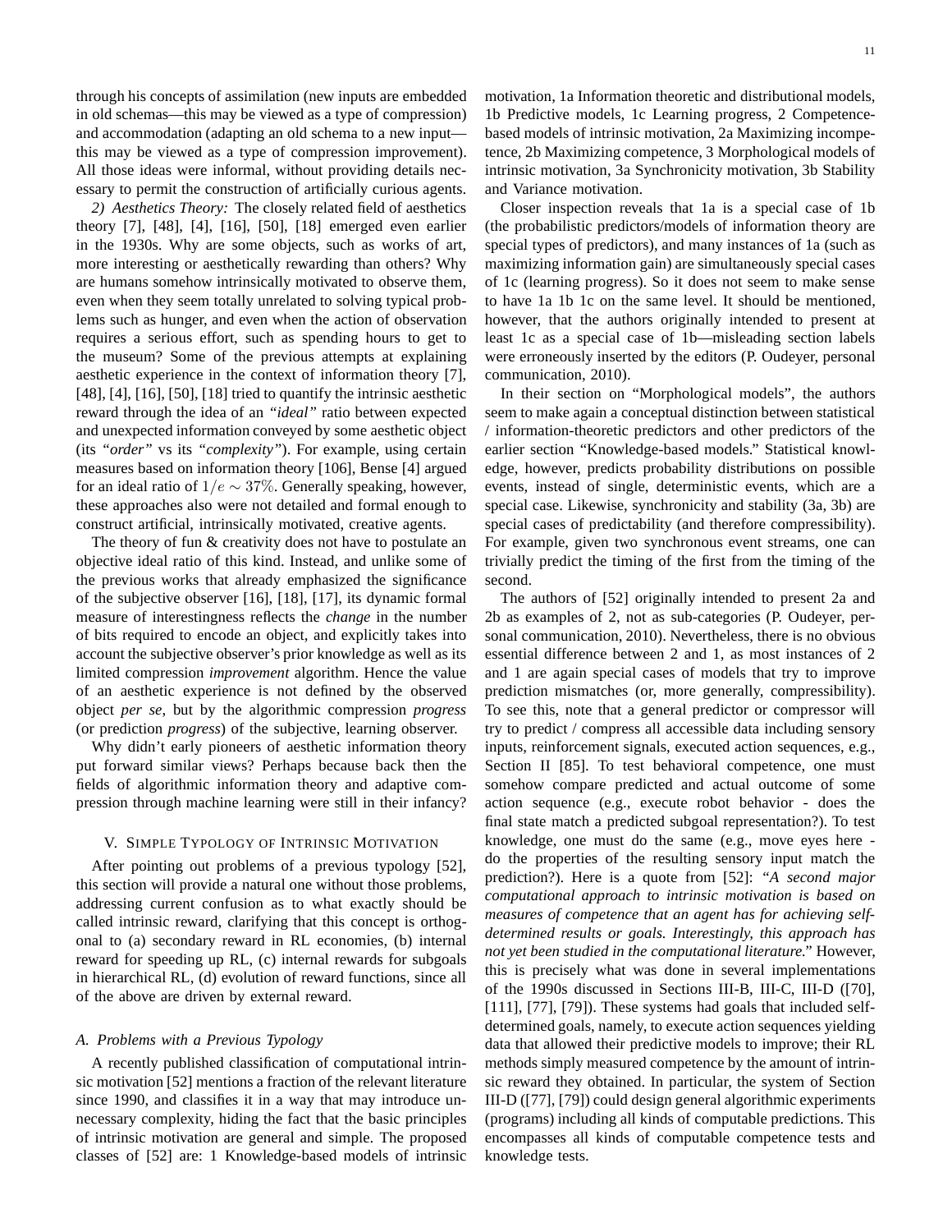through his concepts of assimilation (new inputs are embedded in old schemas—this may be viewed as a type of compression) and accommodation (adapting an old schema to a new input—this may be viewed as a type of compression improvement). All those ideas were informal, without providing details necessary to permit the construction of artificially curious agents.

*2) Aesthetics Theory:* The closely related field of aesthetics theory [7], [48], [4], [16], [50], [18] emerged even earlier in the 1930s. Why are some objects, such as works of art, more interesting or aesthetically rewarding than others? Why are humans somehow intrinsically motivated to observe them, even when they seem totally unrelated to solving typical problems such as hunger, and even when the action of observation requires a serious effort, such as spending hours to get to the museum? Some of the previous attempts at explaining aesthetic experience in the context of information theory [7], [48], [4], [16], [50], [18] tried to quantify the intrinsic aesthetic reward through the idea of an *"ideal"* ratio between expected and unexpected information conveyed by some aesthetic object (its *"order"* vs its *"complexity"*). For example, using certain measures based on information theory [106], Bense [4] argued for an ideal ratio of $1/e \sim 37\%$. Generally speaking, however, these approaches also were not detailed and formal enough to construct artificial, intrinsically motivated, creative agents.

The theory of fun & creativity does not have to postulate an objective ideal ratio of this kind. Instead, and unlike some of the previous works that already emphasized the significance of the subjective observer [16], [18], [17], its dynamic formal measure of interestingness reflects the *change* in the number of bits required to encode an object, and explicitly takes into account the subjective observer's prior knowledge as well as its limited compression *improvement* algorithm. Hence the value of an aesthetic experience is not defined by the observed object *per se*, but by the algorithmic compression *progress* (or prediction *progress*) of the subjective, learning observer.

Why didn't early pioneers of aesthetic information theory put forward similar views? Perhaps because back then the fields of algorithmic information theory and adaptive compression through machine learning were still in their infancy?

## V. Simple Typology of Intrinsic Motivation

After pointing out problems of a previous typology [52], this section will provide a natural one without those problems, addressing current confusion as to what exactly should be called intrinsic reward, clarifying that this concept is orthogonal to (a) secondary reward in RL economies, (b) internal reward for speeding up RL, (c) internal rewards for subgoals in hierarchical RL, (d) evolution of reward functions, since all of the above are driven by external reward.

### A. Problems with a Previous Typology

A recently published classification of computational intrinsic motivation [52] mentions a fraction of the relevant literature since 1990, and classifies it in a way that may introduce unnecessary complexity, hiding the fact that the basic principles of intrinsic motivation are general and simple. The proposed classes of [52] are: 1 Knowledge-based models of intrinsic motivation, 1a Information theoretic and distributional models, 1b Predictive models, 1c Learning progress, 2 Competence-based models of intrinsic motivation, 2a Maximizing incompetence, 2b Maximizing competence, 3 Morphological models of intrinsic motivation, 3a Synchronicity motivation, 3b Stability and Variance motivation.

Closer inspection reveals that 1a is a special case of 1b (the probabilistic predictors/models of information theory are special types of predictors), and many instances of 1a (such as maximizing information gain) are simultaneously special cases of 1c (learning progress). So it does not seem to make sense to have 1a 1b 1c on the same level. It should be mentioned, however, that the authors originally intended to present at least 1c as a special case of 1b—misleading section labels were erroneously inserted by the editors (P. Oudeyer, personal communication, 2010).

In their section on "Morphological models", the authors seem to make again a conceptual distinction between statistical / information-theoretic predictors and other predictors of the earlier section "Knowledge-based models." Statistical knowledge, however, predicts probability distributions on possible events, instead of single, deterministic events, which are a special case. Likewise, synchronicity and stability (3a, 3b) are special cases of predictability (and therefore compressibility). For example, given two synchronous event streams, one can trivially predict the timing of the first from the timing of the second.

The authors of [52] originally intended to present 2a and 2b as examples of 2, not as sub-categories (P. Oudeyer, personal communication, 2010). Nevertheless, there is no obvious essential difference between 2 and 1, as most instances of 2 and 1 are again special cases of models that try to improve prediction mismatches (or, more generally, compressibility). To see this, note that a general predictor or compressor will try to predict / compress all accessible data including sensory inputs, reinforcement signals, executed action sequences, e.g., Section II [85]. To test behavioral competence, one must somehow compare predicted and actual outcome of some action sequence (e.g., execute robot behavior - does the final state match a predicted subgoal representation?). To test knowledge, one must do the same (e.g., move eyes here - do the properties of the resulting sensory input match the prediction?). Here is a quote from [52]: *"A second major computational approach to intrinsic motivation is based on measures of competence that an agent has for achieving self-determined results or goals. Interestingly, this approach has not yet been studied in the computational literature."* However, this is precisely what was done in several implementations of the 1990s discussed in Sections III-B, III-C, III-D ([70], [111], [77], [79]). These systems had goals that included self-determined goals, namely, to execute action sequences yielding data that allowed their predictive models to improve; their RL methods simply measured competence by the amount of intrinsic reward they obtained. In particular, the system of Section III-D ([77], [79]) could design general algorithmic experiments (programs) including all kinds of computable predictions. This encompasses all kinds of computable competence tests and knowledge tests.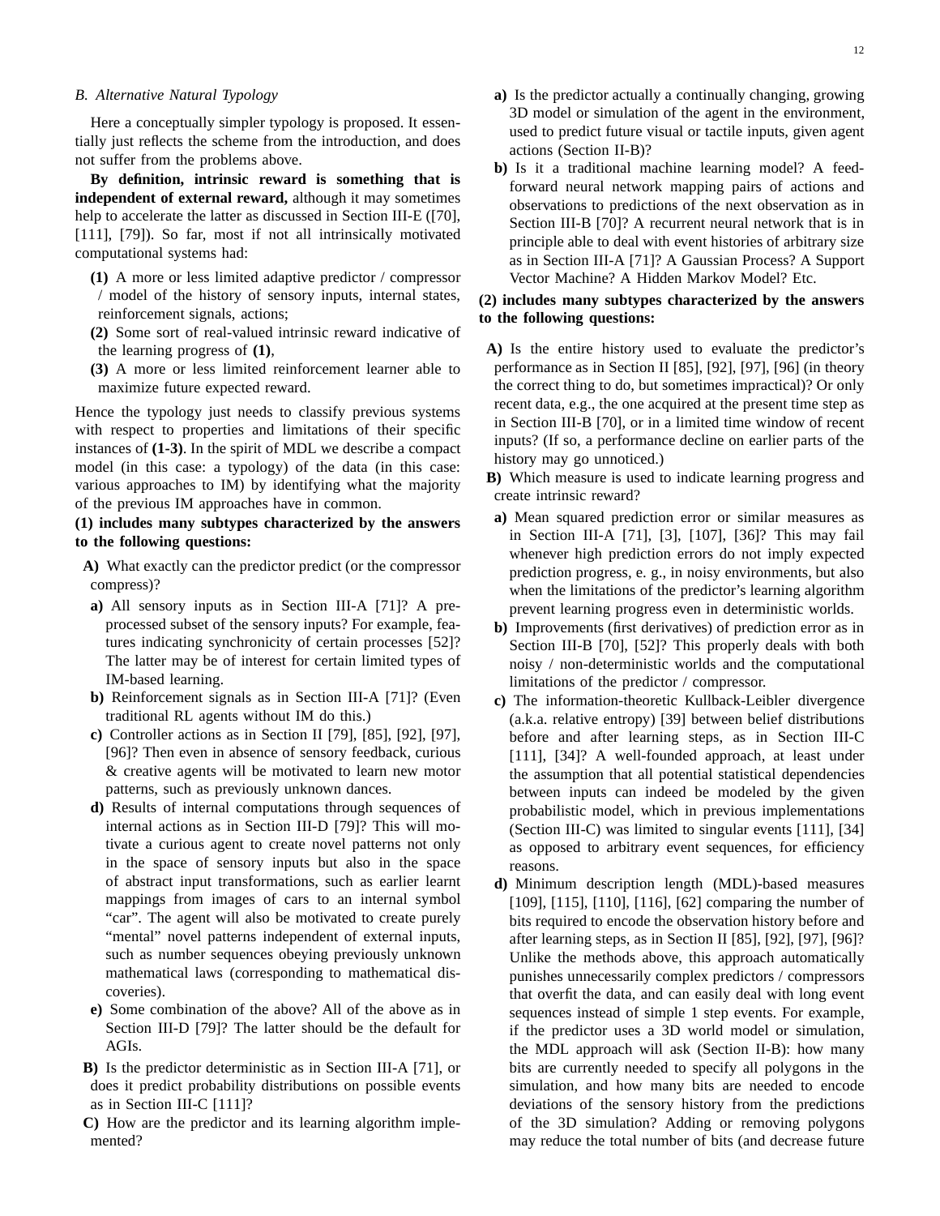### B. Alternative Natural Typology

Here a conceptually simpler typology is proposed. It essentially just reflects the scheme from the introduction, and does not suffer from the problems above.

**By definition, intrinsic reward is something that is independent of external reward,** although it may sometimes help to accelerate the latter as discussed in Section III-E ([70], [111], [79]). So far, most if not all intrinsically motivated computational systems had:

- **(1)** A more or less limited adaptive predictor / compressor / model of the history of sensory inputs, internal states, reinforcement signals, actions;
- **(2)** Some sort of real-valued intrinsic reward indicative of the learning progress of **(1)**,
- **(3)** A more or less limited reinforcement learner able to maximize future expected reward.

Hence the typology just needs to classify previous systems with respect to properties and limitations of their specific instances of **(1-3)**. In the spirit of MDL we describe a compact model (in this case: a typology) of the data (in this case: various approaches to IM) by identifying what the majority of the previous IM approaches have in common.

**(1) includes many subtypes characterized by the answers to the following questions:**

- **A)** What exactly can the predictor predict (or the compressor compress)?
  - **a)** All sensory inputs as in Section III-A [71]? A preprocessed subset of the sensory inputs? For example, features indicating synchronicity of certain processes [52]? The latter may be of interest for certain limited types of IM-based learning.
  - **b)** Reinforcement signals as in Section III-A [71]? (Even traditional RL agents without IM do this.)
  - **c)** Controller actions as in Section II [79], [85], [92], [97], [96]? Then even in absence of sensory feedback, curious & creative agents will be motivated to learn new motor patterns, such as previously unknown dances.
  - **d)** Results of internal computations through sequences of internal actions as in Section III-D [79]? This will motivate a curious agent to create novel patterns not only in the space of sensory inputs but also in the space of abstract input transformations, such as earlier learnt mappings from images of cars to an internal symbol "car". The agent will also be motivated to create purely "mental" novel patterns independent of external inputs, such as number sequences obeying previously unknown mathematical laws (corresponding to mathematical discoveries).
  - **e)** Some combination of the above? All of the above as in Section III-D [79]? The latter should be the default for AGIs.
- **B)** Is the predictor deterministic as in Section III-A [71], or does it predict probability distributions on possible events as in Section III-C [111]?
- **C)** How are the predictor and its learning algorithm implemented?
  - **a)** Is the predictor actually a continually changing, growing 3D model or simulation of the agent in the environment, used to predict future visual or tactile inputs, given agent actions (Section II-B)?
  - **b)** Is it a traditional machine learning model? A feedforward neural network mapping pairs of actions and observations to predictions of the next observation as in Section III-B [70]? A recurrent neural network that is in principle able to deal with event histories of arbitrary size as in Section III-A [71]? A Gaussian Process? A Support Vector Machine? A Hidden Markov Model? Etc.

**(2) includes many subtypes characterized by the answers to the following questions:**

- **A)** Is the entire history used to evaluate the predictor's performance as in Section II [85], [92], [97], [96] (in theory the correct thing to do, but sometimes impractical)? Or only recent data, e.g., the one acquired at the present time step as in Section III-B [70], or in a limited time window of recent inputs? (If so, a performance decline on earlier parts of the history may go unnoticed.)
- **B)** Which measure is used to indicate learning progress and create intrinsic reward?
  - **a)** Mean squared prediction error or similar measures as in Section III-A [71], [3], [107], [36]? This may fail whenever high prediction errors do not imply expected prediction progress, e. g., in noisy environments, but also when the limitations of the predictor's learning algorithm prevent learning progress even in deterministic worlds.
  - **b)** Improvements (first derivatives) of prediction error as in Section III-B [70], [52]? This properly deals with both noisy / non-deterministic worlds and the computational limitations of the predictor / compressor.
  - **c)** The information-theoretic Kullback-Leibler divergence (a.k.a. relative entropy) [39] between belief distributions before and after learning steps, as in Section III-C [111], [34]? A well-founded approach, at least under the assumption that all potential statistical dependencies between inputs can indeed be modeled by the given probabilistic model, which in previous implementations (Section III-C) was limited to singular events [111], [34] as opposed to arbitrary event sequences, for efficiency reasons.
  - **d)** Minimum description length (MDL)-based measures [109], [115], [110], [116], [62] comparing the number of bits required to encode the observation history before and after learning steps, as in Section II [85], [92], [97], [96]? Unlike the methods above, this approach automatically punishes unnecessarily complex predictors / compressors that overfit the data, and can easily deal with long event sequences instead of simple 1 step events. For example, if the predictor uses a 3D world model or simulation, the MDL approach will ask (Section II-B): how many bits are currently needed to specify all polygons in the simulation, and how many bits are needed to encode deviations of the sensory history from the predictions of the 3D simulation? Adding or removing polygons may reduce the total number of bits (and decrease future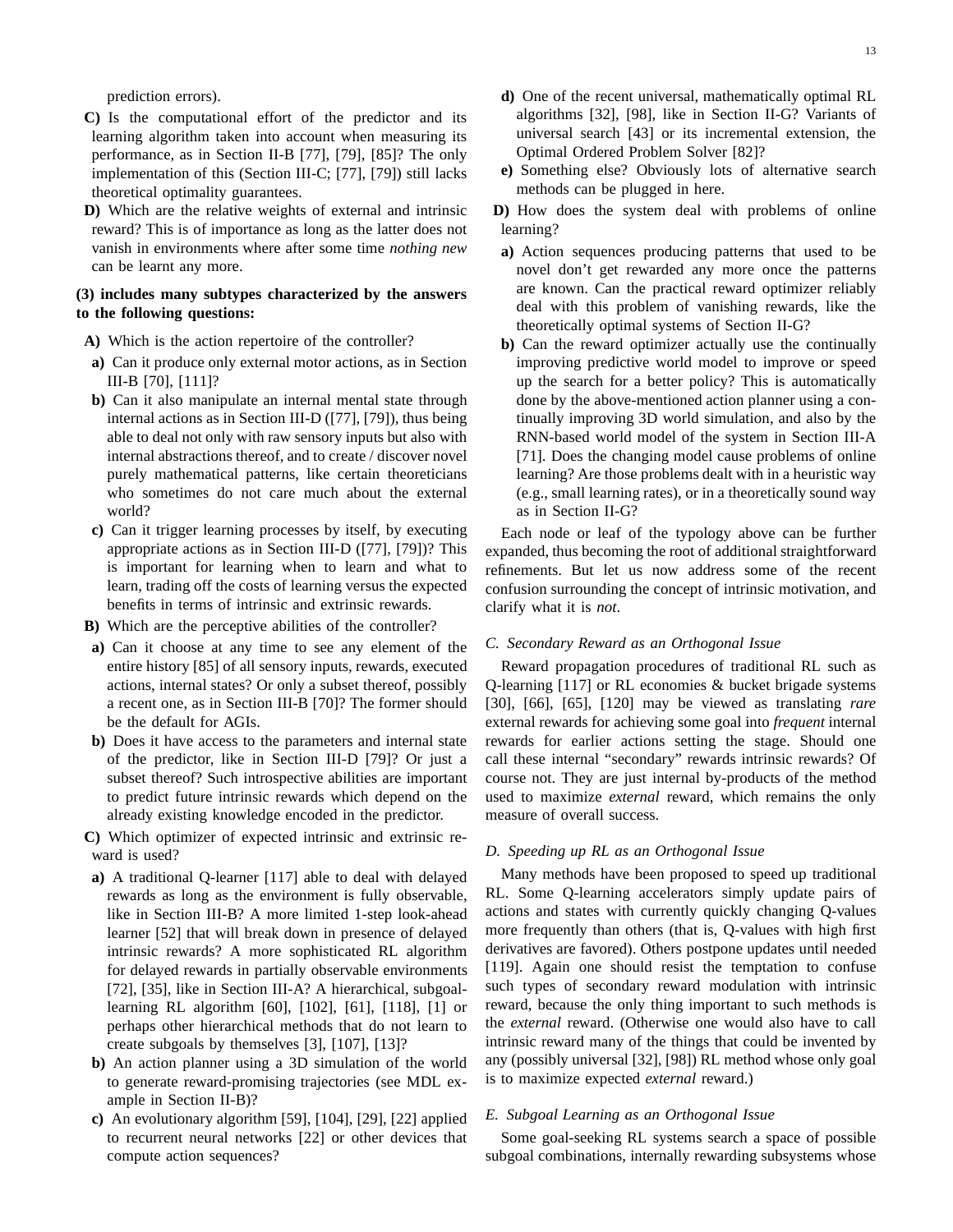prediction errors).

**C)** Is the computational effort of the predictor and its learning algorithm taken into account when measuring its performance, as in Section II-B [77], [79], [85]? The only implementation of this (Section III-C; [77], [79]) still lacks theoretical optimality guarantees.

**D)** Which are the relative weights of external and intrinsic reward? This is of importance as long as the latter does not vanish in environments where after some time *nothing new* can be learnt any more.

**(3) includes many subtypes characterized by the answers to the following questions:**

**A)** Which is the action repertoire of the controller?

- **a)** Can it produce only external motor actions, as in Section III-B [70], [111]?
- **b)** Can it also manipulate an internal mental state through internal actions as in Section III-D ([77], [79]), thus being able to deal not only with raw sensory inputs but also with internal abstractions thereof, and to create / discover novel purely mathematical patterns, like certain theoreticians who sometimes do not care much about the external world?
- **c)** Can it trigger learning processes by itself, by executing appropriate actions as in Section III-D ([77], [79])? This is important for learning when to learn and what to learn, trading off the costs of learning versus the expected benefits in terms of intrinsic and extrinsic rewards.

**B)** Which are the perceptive abilities of the controller?

- **a)** Can it choose at any time to see any element of the entire history [85] of all sensory inputs, rewards, executed actions, internal states? Or only a subset thereof, possibly a recent one, as in Section III-B [70]? The former should be the default for AGIs.
- **b)** Does it have access to the parameters and internal state of the predictor, like in Section III-D [79]? Or just a subset thereof? Such introspective abilities are important to predict future intrinsic rewards which depend on the already existing knowledge encoded in the predictor.

**C)** Which optimizer of expected intrinsic and extrinsic reward is used?

- **a)** A traditional Q-learner [117] able to deal with delayed rewards as long as the environment is fully observable, like in Section III-B? A more limited 1-step look-ahead learner [52] that will break down in presence of delayed intrinsic rewards? A more sophisticated RL algorithm for delayed rewards in partially observable environments [72], [35], like in Section III-A? A hierarchical, subgoal-learning RL algorithm [60], [102], [61], [118], [1] or perhaps other hierarchical methods that do not learn to create subgoals by themselves [3], [107], [13]?
- **b)** An action planner using a 3D simulation of the world to generate reward-promising trajectories (see MDL example in Section II-B)?
- **c)** An evolutionary algorithm [59], [104], [29], [22] applied to recurrent neural networks [22] or other devices that compute action sequences?
- **d)** One of the recent universal, mathematically optimal RL algorithms [32], [98], like in Section II-G? Variants of universal search [43] or its incremental extension, the Optimal Ordered Problem Solver [82]?
- **e)** Something else? Obviously lots of alternative search methods can be plugged in here.

**D)** How does the system deal with problems of online learning?

- **a)** Action sequences producing patterns that used to be novel don't get rewarded any more once the patterns are known. Can the practical reward optimizer reliably deal with this problem of vanishing rewards, like the theoretically optimal systems of Section II-G?
- **b)** Can the reward optimizer actually use the continually improving predictive world model to improve or speed up the search for a better policy? This is automatically done by the above-mentioned action planner using a continually improving 3D world simulation, and also by the RNN-based world model of the system in Section III-A [71]. Does the changing model cause problems of online learning? Are those problems dealt with in a heuristic way (e.g., small learning rates), or in a theoretically sound way as in Section II-G?

Each node or leaf of the typology above can be further expanded, thus becoming the root of additional straightforward refinements. But let us now address some of the recent confusion surrounding the concept of intrinsic motivation, and clarify what it is *not*.

### C. Secondary Reward as an Orthogonal Issue

Reward propagation procedures of traditional RL such as Q-learning [117] or RL economies & bucket brigade systems [30], [66], [65], [120] may be viewed as translating *rare* external rewards for achieving some goal into *frequent* internal rewards for earlier actions setting the stage. Should one call these internal "secondary" rewards intrinsic rewards? Of course not. They are just internal by-products of the method used to maximize *external* reward, which remains the only measure of overall success.

### D. Speeding up RL as an Orthogonal Issue

Many methods have been proposed to speed up traditional RL. Some Q-learning accelerators simply update pairs of actions and states with currently quickly changing Q-values more frequently than others (that is, Q-values with high first derivatives are favored). Others postpone updates until needed [119]. Again one should resist the temptation to confuse such types of secondary reward modulation with intrinsic reward, because the only thing important to such methods is the *external* reward. (Otherwise one would also have to call intrinsic reward many of the things that could be invented by any (possibly universal [32], [98]) RL method whose only goal is to maximize expected *external* reward.)

### E. Subgoal Learning as an Orthogonal Issue

Some goal-seeking RL systems search a space of possible subgoal combinations, internally rewarding subsystems whose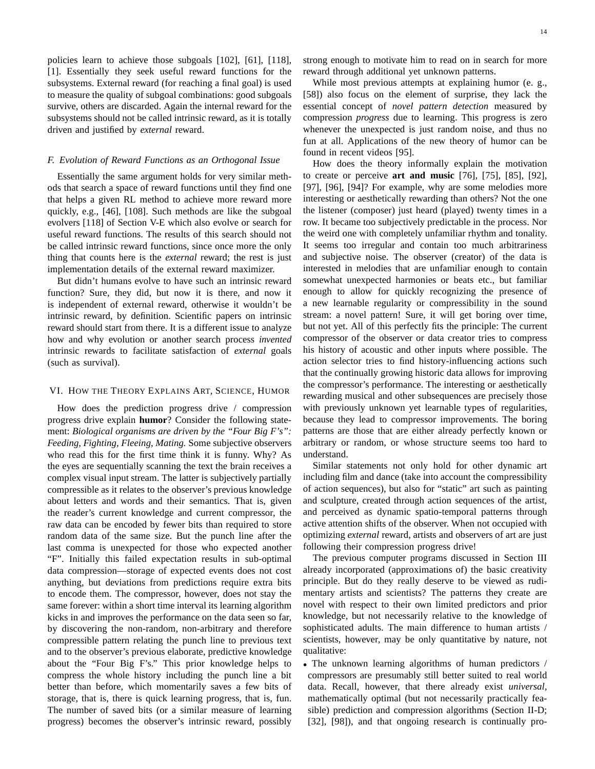policies learn to achieve those subgoals [102], [61], [118], [1]. Essentially they seek useful reward functions for the subsystems. External reward (for reaching a final goal) is used to measure the quality of subgoal combinations: good subgoals survive, others are discarded. Again the internal reward for the subsystems should not be called intrinsic reward, as it is totally driven and justified by *external* reward.

### *F. Evolution of Reward Functions as an Orthogonal Issue*

Essentially the same argument holds for very similar methods that search a space of reward functions until they find one that helps a given RL method to achieve more reward more quickly, e.g., [46], [108]. Such methods are like the subgoal evolvers [118] of Section V-E which also evolve or search for useful reward functions. The results of this search should not be called intrinsic reward functions, since once more the only thing that counts here is the *external* reward; the rest is just implementation details of the external reward maximizer.

But didn't humans evolve to have such an intrinsic reward function? Sure, they did, but now it is there, and now it is independent of external reward, otherwise it wouldn't be intrinsic reward, by definition. Scientific papers on intrinsic reward should start from there. It is a different issue to analyze how and why evolution or another search process *invented* intrinsic rewards to facilitate satisfaction of *external* goals (such as survival).

## VI. How the Theory Explains Art, Science, Humor

How does the prediction progress drive / compression progress drive explain **humor**? Consider the following statement: *Biological organisms are driven by the "Four Big F's": Feeding, Fighting, Fleeing, Mating.* Some subjective observers who read this for the first time think it is funny. Why? As the eyes are sequentially scanning the text the brain receives a complex visual input stream. The latter is subjectively partially compressible as it relates to the observer's previous knowledge about letters and words and their semantics. That is, given the reader's current knowledge and current compressor, the raw data can be encoded by fewer bits than required to store random data of the same size. But the punch line after the last comma is unexpected for those who expected another "F". Initially this failed expectation results in sub-optimal data compression—storage of expected events does not cost anything, but deviations from predictions require extra bits to encode them. The compressor, however, does not stay the same forever: within a short time interval its learning algorithm kicks in and improves the performance on the data seen so far, by discovering the non-random, non-arbitrary and therefore compressible pattern relating the punch line to previous text and to the observer's previous elaborate, predictive knowledge about the "Four Big F's." This prior knowledge helps to compress the whole history including the punch line a bit better than before, which momentarily saves a few bits of storage, that is, there is quick learning progress, that is, fun. The number of saved bits (or a similar measure of learning progress) becomes the observer's intrinsic reward, possibly strong enough to motivate him to read on in search for more reward through additional yet unknown patterns.

While most previous attempts at explaining humor (e. g., [58]) also focus on the element of surprise, they lack the essential concept of *novel pattern detection* measured by compression *progress* due to learning. This progress is zero whenever the unexpected is just random noise, and thus no fun at all. Applications of the new theory of humor can be found in recent videos [95].

How does the theory informally explain the motivation to create or perceive **art and music** [76], [75], [85], [92], [97], [96], [94]? For example, why are some melodies more interesting or aesthetically rewarding than others? Not the one the listener (composer) just heard (played) twenty times in a row. It became too subjectively predictable in the process. Nor the weird one with completely unfamiliar rhythm and tonality. It seems too irregular and contain too much arbitrariness and subjective noise. The observer (creator) of the data is interested in melodies that are unfamiliar enough to contain somewhat unexpected harmonies or beats etc., but familiar enough to allow for quickly recognizing the presence of a new learnable regularity or compressibility in the sound stream: a novel pattern! Sure, it will get boring over time, but not yet. All of this perfectly fits the principle: The current compressor of the observer or data creator tries to compress his history of acoustic and other inputs where possible. The action selector tries to find history-influencing actions such that the continually growing historic data allows for improving the compressor's performance. The interesting or aesthetically rewarding musical and other subsequences are precisely those with previously unknown yet learnable types of regularities, because they lead to compressor improvements. The boring patterns are those that are either already perfectly known or arbitrary or random, or whose structure seems too hard to understand.

Similar statements not only hold for other dynamic art including film and dance (take into account the compressibility of action sequences), but also for "static" art such as painting and sculpture, created through action sequences of the artist, and perceived as dynamic spatio-temporal patterns through active attention shifts of the observer. When not occupied with optimizing *external* reward, artists and observers of art are just following their compression progress drive!

The previous computer programs discussed in Section III already incorporated (approximations of) the basic creativity principle. But do they really deserve to be viewed as rudimentary artists and scientists? The patterns they create are novel with respect to their own limited predictors and prior knowledge, but not necessarily relative to the knowledge of sophisticated adults. The main difference to human artists / scientists, however, may be only quantitative by nature, not qualitative:

- The unknown learning algorithms of human predictors / compressors are presumably still better suited to real world data. Recall, however, that there already exist *universal*, mathematically optimal (but not necessarily practically feasible) prediction and compression algorithms (Section II-D; [32], [98]), and that ongoing research is continually pro-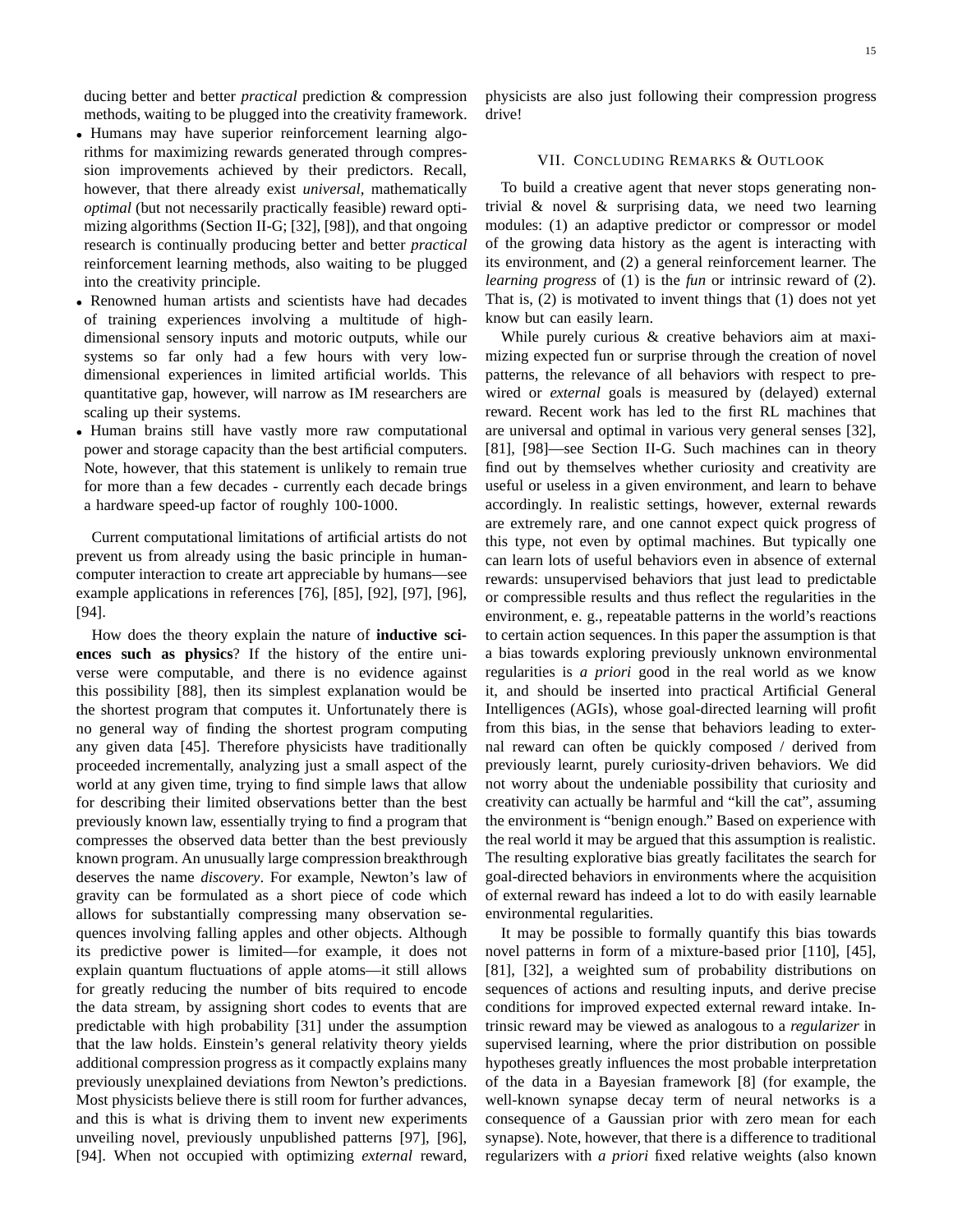ducing better and better *practical* prediction & compression methods, waiting to be plugged into the creativity framework.

- Humans may have superior reinforcement learning algorithms for maximizing rewards generated through compression improvements achieved by their predictors. Recall, however, that there already exist *universal*, mathematically *optimal* (but not necessarily practically feasible) reward optimizing algorithms (Section II-G; [32], [98]), and that ongoing research is continually producing better and better *practical* reinforcement learning methods, also waiting to be plugged into the creativity principle.
- Renowned human artists and scientists have had decades of training experiences involving a multitude of high-dimensional sensory inputs and motoric outputs, while our systems so far only had a few hours with very low-dimensional experiences in limited artificial worlds. This quantitative gap, however, will narrow as IM researchers are scaling up their systems.
- Human brains still have vastly more raw computational power and storage capacity than the best artificial computers. Note, however, that this statement is unlikely to remain true for more than a few decades - currently each decade brings a hardware speed-up factor of roughly 100-1000.

Current computational limitations of artificial artists do not prevent us from already using the basic principle in human-computer interaction to create art appreciable by humans—see example applications in references [76], [85], [92], [97], [96], [94].

How does the theory explain the nature of **inductive sciences such as physics**? If the history of the entire universe were computable, and there is no evidence against this possibility [88], then its simplest explanation would be the shortest program that computes it. Unfortunately there is no general way of finding the shortest program computing any given data [45]. Therefore physicists have traditionally proceeded incrementally, analyzing just a small aspect of the world at any given time, trying to find simple laws that allow for describing their limited observations better than the best previously known law, essentially trying to find a program that compresses the observed data better than the best previously known program. An unusually large compression breakthrough deserves the name *discovery*. For example, Newton's law of gravity can be formulated as a short piece of code which allows for substantially compressing many observation sequences involving falling apples and other objects. Although its predictive power is limited—for example, it does not explain quantum fluctuations of apple atoms—it still allows for greatly reducing the number of bits required to encode the data stream, by assigning short codes to events that are predictable with high probability [31] under the assumption that the law holds. Einstein's general relativity theory yields additional compression progress as it compactly explains many previously unexplained deviations from Newton's predictions. Most physicists believe there is still room for further advances, and this is what is driving them to invent new experiments unveiling novel, previously unpublished patterns [97], [96], [94]. When not occupied with optimizing *external* reward, physicists are also just following their compression progress drive!

## VII. Concluding Remarks & Outlook

To build a creative agent that never stops generating non-trivial & novel & surprising data, we need two learning modules: (1) an adaptive predictor or compressor or model of the growing data history as the agent is interacting with its environment, and (2) a general reinforcement learner. The *learning progress* of (1) is the *fun* or intrinsic reward of (2). That is, (2) is motivated to invent things that (1) does not yet know but can easily learn.

While purely curious & creative behaviors aim at maximizing expected fun or surprise through the creation of novel patterns, the relevance of all behaviors with respect to pre-wired or *external* goals is measured by (delayed) external reward. Recent work has led to the first RL machines that are universal and optimal in various very general senses [32], [81], [98]—see Section II-G. Such machines can in theory find out by themselves whether curiosity and creativity are useful or useless in a given environment, and learn to behave accordingly. In realistic settings, however, external rewards are extremely rare, and one cannot expect quick progress of this type, not even by optimal machines. But typically one can learn lots of useful behaviors even in absence of external rewards: unsupervised behaviors that just lead to predictable or compressible results and thus reflect the regularities in the environment, e. g., repeatable patterns in the world's reactions to certain action sequences. In this paper the assumption is that a bias towards exploring previously unknown environmental regularities is *a priori* good in the real world as we know it, and should be inserted into practical Artificial General Intelligences (AGIs), whose goal-directed learning will profit from this bias, in the sense that behaviors leading to external reward can often be quickly composed / derived from previously learnt, purely curiosity-driven behaviors. We did not worry about the undeniable possibility that curiosity and creativity can actually be harmful and "kill the cat", assuming the environment is "benign enough." Based on experience with the real world it may be argued that this assumption is realistic. The resulting explorative bias greatly facilitates the search for goal-directed behaviors in environments where the acquisition of external reward has indeed a lot to do with easily learnable environmental regularities.

It may be possible to formally quantify this bias towards novel patterns in form of a mixture-based prior [110], [45], [81], [32], a weighted sum of probability distributions on sequences of actions and resulting inputs, and derive precise conditions for improved expected external reward intake. Intrinsic reward may be viewed as analogous to a *regularizer* in supervised learning, where the prior distribution on possible hypotheses greatly influences the most probable interpretation of the data in a Bayesian framework [8] (for example, the well-known synapse decay term of neural networks is a consequence of a Gaussian prior with zero mean for each synapse). Note, however, that there is a difference to traditional regularizers with *a priori* fixed relative weights (also known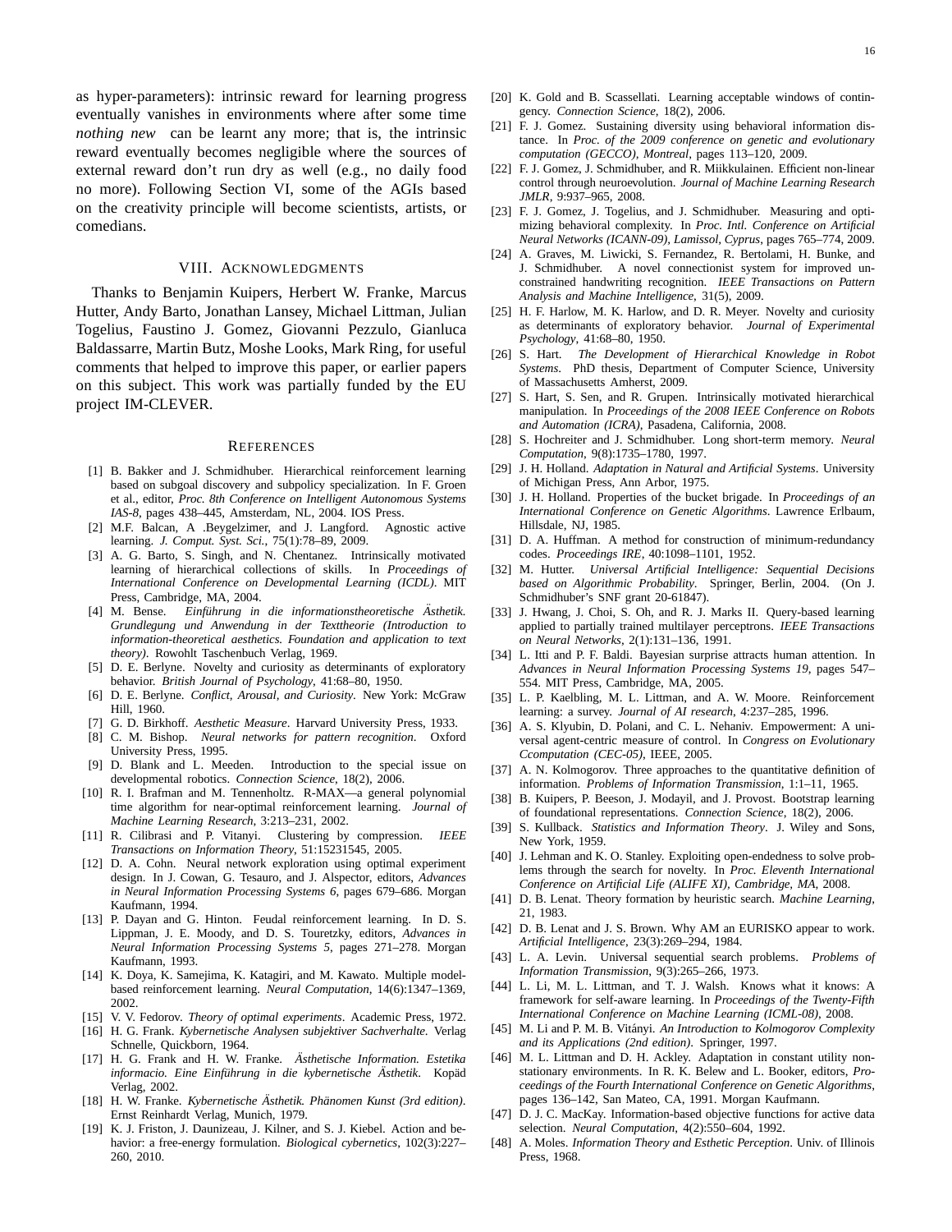as hyper-parameters): intrinsic reward for learning progress eventually vanishes in environments where after some time *nothing new* can be learnt any more; that is, the intrinsic reward eventually becomes negligible where the sources of external reward don't run dry as well (e.g., no daily food no more). Following Section VI, some of the AGIs based on the creativity principle will become scientists, artists, or comedians.

## VIII. Acknowledgments

Thanks to Benjamin Kuipers, Herbert W. Franke, Marcus Hutter, Andy Barto, Jonathan Lansey, Michael Littman, Julian Togelius, Faustino J. Gomez, Giovanni Pezzulo, Gianluca Baldassarre, Martin Butz, Moshe Looks, Mark Ring, for useful comments that helped to improve this paper, or earlier papers on this subject. This work was partially funded by the EU project IM-CLEVER.

## References

[1] B. Bakker and J. Schmidhuber. Hierarchical reinforcement learning based on subgoal discovery and subpolicy specialization. In F. Groen et al., editor, *Proc. 8th Conference on Intelligent Autonomous Systems IAS-8*, pages 438–445, Amsterdam, NL, 2004. IOS Press.

[2] M.F. Balcan, A .Beygelzimer, and J. Langford. Agnostic active learning. *J. Comput. Syst. Sci.*, 75(1):78–89, 2009.

[3] A. G. Barto, S. Singh, and N. Chentanez. Intrinsically motivated learning of hierarchical collections of skills. In *Proceedings of International Conference on Developmental Learning (ICDL)*. MIT Press, Cambridge, MA, 2004.

[4] M. Bense. *Einführung in die informationstheoretische Ästhetik. Grundlegung und Anwendung in der Texttheorie (Introduction to information-theoretical aesthetics. Foundation and application to text theory)*. Rowohlt Taschenbuch Verlag, 1969.

[5] D. E. Berlyne. Novelty and curiosity as determinants of exploratory behavior. *British Journal of Psychology*, 41:68–80, 1950.

[6] D. E. Berlyne. *Conflict, Arousal, and Curiosity*. New York: McGraw Hill, 1960.

[7] G. D. Birkhoff. *Aesthetic Measure*. Harvard University Press, 1933.

[8] C. M. Bishop. *Neural networks for pattern recognition*. Oxford University Press, 1995.

[9] D. Blank and L. Meeden. Introduction to the special issue on developmental robotics. *Connection Science*, 18(2), 2006.

[10] R. I. Brafman and M. Tennenholtz. R-MAX—a general polynomial time algorithm for near-optimal reinforcement learning. *Journal of Machine Learning Research*, 3:213–231, 2002.

[11] R. Cilibrasi and P. Vitanyi. Clustering by compression. *IEEE Transactions on Information Theory*, 51:15231545, 2005.

[12] D. A. Cohn. Neural network exploration using optimal experiment design. In J. Cowan, G. Tesauro, and J. Alspector, editors, *Advances in Neural Information Processing Systems 6*, pages 679–686. Morgan Kaufmann, 1994.

[13] P. Dayan and G. Hinton. Feudal reinforcement learning. In D. S. Lippman, J. E. Moody, and D. S. Touretzky, editors, *Advances in Neural Information Processing Systems 5*, pages 271–278. Morgan Kaufmann, 1993.

[14] K. Doya, K. Samejima, K. Katagiri, and M. Kawato. Multiple model-based reinforcement learning. *Neural Computation*, 14(6):1347–1369, 2002.

[15] V. V. Fedorov. *Theory of optimal experiments*. Academic Press, 1972.

[16] H. G. Frank. *Kybernetische Analysen subjektiver Sachverhalte*. Verlag Schnelle, Quickborn, 1964.

[17] H. G. Frank and H. W. Franke. *Ästhetische Information. Estetika informacio. Eine Einführung in die kybernetische Ästhetik*. Kopäd Verlag, 2002.

[18] H. W. Franke. *Kybernetische Ästhetik. Phänomen Kunst (3rd edition)*. Ernst Reinhardt Verlag, Munich, 1979.

[19] K. J. Friston, J. Daunizeau, J. Kilner, and S. J. Kiebel. Action and behavior: a free-energy formulation. *Biological cybernetics*, 102(3):227–260, 2010.

[20] K. Gold and B. Scassellati. Learning acceptable windows of contingency. *Connection Science*, 18(2), 2006.

[21] F. J. Gomez. Sustaining diversity using behavioral information distance. In *Proc. of the 2009 conference on genetic and evolutionary computation (GECCO), Montreal*, pages 113–120, 2009.

[22] F. J. Gomez, J. Schmidhuber, and R. Miikkulainen. Efficient non-linear control through neuroevolution. *Journal of Machine Learning Research JMLR*, 9:937–965, 2008.

[23] F. J. Gomez, J. Togelius, and J. Schmidhuber. Measuring and optimizing behavioral complexity. In *Proc. Intl. Conference on Artificial Neural Networks (ICANN-09), Lamissol, Cyprus*, pages 765–774, 2009.

[24] A. Graves, M. Liwicki, S. Fernandez, R. Bertolami, H. Bunke, and J. Schmidhuber. A novel connectionist system for improved unconstrained handwriting recognition. *IEEE Transactions on Pattern Analysis and Machine Intelligence*, 31(5), 2009.

[25] H. F. Harlow, M. K. Harlow, and D. R. Meyer. Novelty and curiosity as determinants of exploratory behavior. *Journal of Experimental Psychology*, 41:68–80, 1950.

[26] S. Hart. *The Development of Hierarchical Knowledge in Robot Systems*. PhD thesis, Department of Computer Science, University of Massachusetts Amherst, 2009.

[27] S. Hart, S. Sen, and R. Grupen. Intrinsically motivated hierarchical manipulation. In *Proceedings of the 2008 IEEE Conference on Robots and Automation (ICRA)*, Pasadena, California, 2008.

[28] S. Hochreiter and J. Schmidhuber. Long short-term memory. *Neural Computation*, 9(8):1735–1780, 1997.

[29] J. H. Holland. *Adaptation in Natural and Artificial Systems*. University of Michigan Press, Ann Arbor, 1975.

[30] J. H. Holland. Properties of the bucket brigade. In *Proceedings of an International Conference on Genetic Algorithms*. Lawrence Erlbaum, Hillsdale, NJ, 1985.

[31] D. A. Huffman. A method for construction of minimum-redundancy codes. *Proceedings IRE*, 40:1098–1101, 1952.

[32] M. Hutter. *Universal Artificial Intelligence: Sequential Decisions based on Algorithmic Probability*. Springer, Berlin, 2004. (On J. Schmidhuber's SNF grant 20-61847).

[33] J. Hwang, J. Choi, S. Oh, and R. J. Marks II. Query-based learning applied to partially trained multilayer perceptrons. *IEEE Transactions on Neural Networks*, 2(1):131–136, 1991.

[34] L. Itti and P. F. Baldi. Bayesian surprise attracts human attention. In *Advances in Neural Information Processing Systems 19*, pages 547–554. MIT Press, Cambridge, MA, 2005.

[35] L. P. Kaelbling, M. L. Littman, and A. W. Moore. Reinforcement learning: a survey. *Journal of AI research*, 4:237–285, 1996.

[36] A. S. Klyubin, D. Polani, and C. L. Nehaniv. Empowerment: A universal agent-centric measure of control. In *Congress on Evolutionary Ccomputation (CEC-05)*, IEEE, 2005.

[37] A. N. Kolmogorov. Three approaches to the quantitative definition of information. *Problems of Information Transmission*, 1:1–11, 1965.

[38] B. Kuipers, P. Beeson, J. Modayil, and J. Provost. Bootstrap learning of foundational representations. *Connection Science*, 18(2), 2006.

[39] S. Kullback. *Statistics and Information Theory*. J. Wiley and Sons, New York, 1959.

[40] J. Lehman and K. O. Stanley. Exploiting open-endedness to solve problems through the search for novelty. In *Proc. Eleventh International Conference on Artificial Life (ALIFE XI), Cambridge, MA*, 2008.

[41] D. B. Lenat. Theory formation by heuristic search. *Machine Learning*, 21, 1983.

[42] D. B. Lenat and J. S. Brown. Why AM an EURISKO appear to work. *Artificial Intelligence*, 23(3):269–294, 1984.

[43] L. A. Levin. Universal sequential search problems. *Problems of Information Transmission*, 9(3):265–266, 1973.

[44] L. Li, M. L. Littman, and T. J. Walsh. Knows what it knows: A framework for self-aware learning. In *Proceedings of the Twenty-Fifth International Conference on Machine Learning (ICML-08)*, 2008.

[45] M. Li and P. M. B. Vitányi. *An Introduction to Kolmogorov Complexity and its Applications (2nd edition)*. Springer, 1997.

[46] M. L. Littman and D. H. Ackley. Adaptation in constant utility non-stationary environments. In R. K. Belew and L. Booker, editors, *Proceedings of the Fourth International Conference on Genetic Algorithms*, pages 136–142, San Mateo, CA, 1991. Morgan Kaufmann.

[47] D. J. C. MacKay. Information-based objective functions for active data selection. *Neural Computation*, 4(2):550–604, 1992.

[48] A. Moles. *Information Theory and Esthetic Perception*. Univ. of Illinois Press, 1968.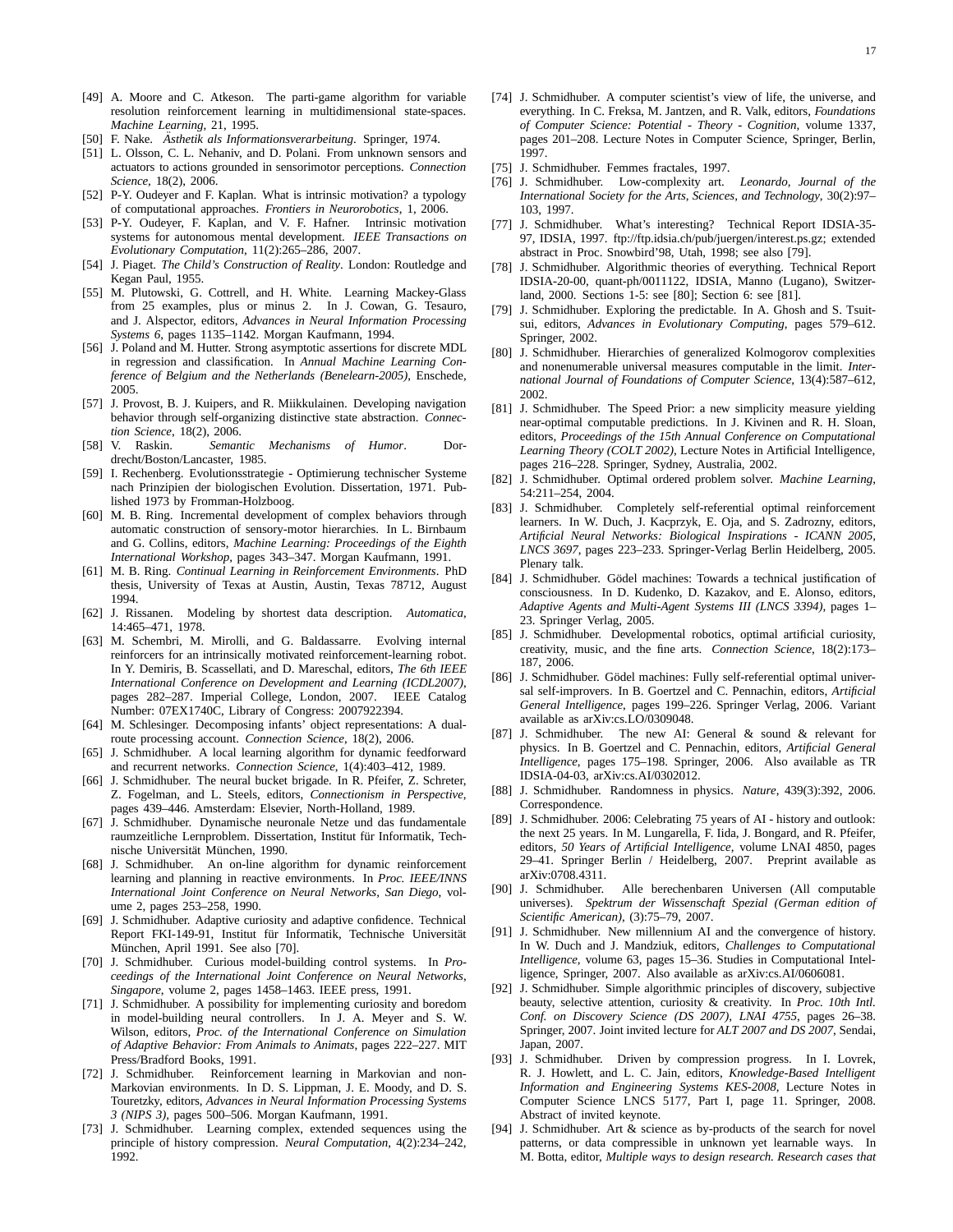[49] A. Moore and C. Atkeson. The parti-game algorithm for variable resolution reinforcement learning in multidimensional state-spaces. *Machine Learning*, 21, 1995.

[50] F. Nake. *Ästhetik als Informationsverarbeitung*. Springer, 1974.

[51] L. Olsson, C. L. Nehaniv, and D. Polani. From unknown sensors and actuators to actions grounded in sensorimotor perceptions. *Connection Science*, 18(2), 2006.

[52] P-Y. Oudeyer and F. Kaplan. What is intrinsic motivation? a typology of computational approaches. *Frontiers in Neurorobotics*, 1, 2006.

[53] P-Y. Oudeyer, F. Kaplan, and V. F. Hafner. Intrinsic motivation systems for autonomous mental development. *IEEE Transactions on Evolutionary Computation*, 11(2):265–286, 2007.

[54] J. Piaget. *The Child's Construction of Reality*. London: Routledge and Kegan Paul, 1955.

[55] M. Plutowski, G. Cottrell, and H. White. Learning Mackey-Glass from 25 examples, plus or minus 2. In J. Cowan, G. Tesauro, and J. Alspector, editors, *Advances in Neural Information Processing Systems 6*, pages 1135–1142. Morgan Kaufmann, 1994.

[56] J. Poland and M. Hutter. Strong asymptotic assertions for discrete MDL in regression and classification. In *Annual Machine Learning Conference of Belgium and the Netherlands (Benelearn-2005)*, Enschede, 2005.

[57] J. Provost, B. J. Kuipers, and R. Miikkulainen. Developing navigation behavior through self-organizing distinctive state abstraction. *Connection Science*, 18(2), 2006.

[58] V. Raskin. *Semantic Mechanisms of Humor*. Dordrecht/Boston/Lancaster, 1985.

[59] I. Rechenberg. Evolutionsstrategie - Optimierung technischer Systeme nach Prinzipien der biologischen Evolution. Dissertation, 1971. Published 1973 by Fromman-Holzboog.

[60] M. B. Ring. Incremental development of complex behaviors through automatic construction of sensory-motor hierarchies. In L. Birnbaum and G. Collins, editors, *Machine Learning: Proceedings of the Eighth International Workshop*, pages 343–347. Morgan Kaufmann, 1991.

[61] M. B. Ring. *Continual Learning in Reinforcement Environments*. PhD thesis, University of Texas at Austin, Austin, Texas 78712, August 1994.

[62] J. Rissanen. Modeling by shortest data description. *Automatica*, 14:465–471, 1978.

[63] M. Schembri, M. Mirolli, and G. Baldassarre. Evolving internal reinforcers for an intrinsically motivated reinforcement-learning robot. In Y. Demiris, B. Scassellati, and D. Mareschal, editors, *The 6th IEEE International Conference on Development and Learning (ICDL2007)*, pages 282–287. Imperial College, London, 2007. IEEE Catalog Number: 07EX1740C, Library of Congress: 2007922394.

[64] M. Schlesinger. Decomposing infants' object representations: A dual-route processing account. *Connection Science*, 18(2), 2006.

[65] J. Schmidhuber. A local learning algorithm for dynamic feedforward and recurrent networks. *Connection Science*, 1(4):403–412, 1989.

[66] J. Schmidhuber. The neural bucket brigade. In R. Pfeifer, Z. Schreter, Z. Fogelman, and L. Steels, editors, *Connectionism in Perspective*, pages 439–446. Amsterdam: Elsevier, North-Holland, 1989.

[67] J. Schmidhuber. Dynamische neuronale Netze und das fundamentale raumzeitliche Lernproblem. Dissertation, Institut für Informatik, Technische Universität München, 1990.

[68] J. Schmidhuber. An on-line algorithm for dynamic reinforcement learning and planning in reactive environments. In *Proc. IEEE/INNS International Joint Conference on Neural Networks, San Diego*, volume 2, pages 253–258, 1990.

[69] J. Schmidhuber. Adaptive curiosity and adaptive confidence. Technical Report FKI-149-91, Institut für Informatik, Technische Universität München, April 1991. See also [70].

[70] J. Schmidhuber. Curious model-building control systems. In *Proceedings of the International Joint Conference on Neural Networks, Singapore*, volume 2, pages 1458–1463. IEEE press, 1991.

[71] J. Schmidhuber. A possibility for implementing curiosity and boredom in model-building neural controllers. In J. A. Meyer and S. W. Wilson, editors, *Proc. of the International Conference on Simulation of Adaptive Behavior: From Animals to Animats*, pages 222–227. MIT Press/Bradford Books, 1991.

[72] J. Schmidhuber. Reinforcement learning in Markovian and non-Markovian environments. In D. S. Lippman, J. E. Moody, and D. S. Touretzky, editors, *Advances in Neural Information Processing Systems 3 (NIPS 3)*, pages 500–506. Morgan Kaufmann, 1991.

[73] J. Schmidhuber. Learning complex, extended sequences using the principle of history compression. *Neural Computation*, 4(2):234–242, 1992.

[74] J. Schmidhuber. A computer scientist's view of life, the universe, and everything. In C. Freksa, M. Jantzen, and R. Valk, editors, *Foundations of Computer Science: Potential - Theory - Cognition*, volume 1337, pages 201–208. Lecture Notes in Computer Science, Springer, Berlin, 1997.

[75] J. Schmidhuber. Femmes fractales, 1997.

[76] J. Schmidhuber. Low-complexity art. *Leonardo, Journal of the International Society for the Arts, Sciences, and Technology*, 30(2):97–103, 1997.

[77] J. Schmidhuber. What's interesting? Technical Report IDSIA-35-97, IDSIA, 1997. ftp://ftp.idsia.ch/pub/juergen/interest.ps.gz; extended abstract in Proc. Snowbird'98, Utah, 1998; see also [79].

[78] J. Schmidhuber. Algorithmic theories of everything. Technical Report IDSIA-20-00, quant-ph/0011122, IDSIA, Manno (Lugano), Switzerland, 2000. Sections 1-5: see [80]; Section 6: see [81].

[79] J. Schmidhuber. Exploring the predictable. In A. Ghosh and S. Tsuitsui, editors, *Advances in Evolutionary Computing*, pages 579–612. Springer, 2002.

[80] J. Schmidhuber. Hierarchies of generalized Kolmogorov complexities and nonenumerable universal measures computable in the limit. *International Journal of Foundations of Computer Science*, 13(4):587–612, 2002.

[81] J. Schmidhuber. The Speed Prior: a new simplicity measure yielding near-optimal computable predictions. In J. Kivinen and R. H. Sloan, editors, *Proceedings of the 15th Annual Conference on Computational Learning Theory (COLT 2002)*, Lecture Notes in Artificial Intelligence, pages 216–228. Springer, Sydney, Australia, 2002.

[82] J. Schmidhuber. Optimal ordered problem solver. *Machine Learning*, 54:211–254, 2004.

[83] J. Schmidhuber. Completely self-referential optimal reinforcement learners. In W. Duch, J. Kacprzyk, E. Oja, and S. Zadrozny, editors, *Artificial Neural Networks: Biological Inspirations - ICANN 2005, LNCS 3697*, pages 223–233. Springer-Verlag Berlin Heidelberg, 2005. Plenary talk.

[84] J. Schmidhuber. Gödel machines: Towards a technical justification of consciousness. In D. Kudenko, D. Kazakov, and E. Alonso, editors, *Adaptive Agents and Multi-Agent Systems III (LNCS 3394)*, pages 1–23. Springer Verlag, 2005.

[85] J. Schmidhuber. Developmental robotics, optimal artificial curiosity, creativity, music, and the fine arts. *Connection Science*, 18(2):173–187, 2006.

[86] J. Schmidhuber. Gödel machines: Fully self-referential optimal universal self-improvers. In B. Goertzel and C. Pennachin, editors, *Artificial General Intelligence*, pages 199–226. Springer Verlag, 2006. Variant available as arXiv:cs.LO/0309048.

[87] J. Schmidhuber. The new AI: General & sound & relevant for physics. In B. Goertzel and C. Pennachin, editors, *Artificial General Intelligence*, pages 175–198. Springer, 2006. Also available as TR IDSIA-04-03, arXiv:cs.AI/0302012.

[88] J. Schmidhuber. Randomness in physics. *Nature*, 439(3):392, 2006. Correspondence.

[89] J. Schmidhuber. 2006: Celebrating 75 years of AI - history and outlook: the next 25 years. In M. Lungarella, F. Iida, J. Bongard, and R. Pfeifer, editors, *50 Years of Artificial Intelligence*, volume LNAI 4850, pages 29–41. Springer Berlin / Heidelberg, 2007. Preprint available as arXiv:0708.4311.

[90] J. Schmidhuber. Alle berechenbaren Universen (All computable universes). *Spektrum der Wissenschaft Spezial (German edition of Scientific American)*, (3):75–79, 2007.

[91] J. Schmidhuber. New millennium AI and the convergence of history. In W. Duch and J. Mandziuk, editors, *Challenges to Computational Intelligence*, volume 63, pages 15–36. Studies in Computational Intelligence, Springer, 2007. Also available as arXiv:cs.AI/0606081.

[92] J. Schmidhuber. Simple algorithmic principles of discovery, subjective beauty, selective attention, curiosity & creativity. In *Proc. 10th Intl. Conf. on Discovery Science (DS 2007), LNAI 4755*, pages 26–38. Springer, 2007. Joint invited lecture for *ALT 2007 and DS 2007*, Sendai, Japan, 2007.

[93] J. Schmidhuber. Driven by compression progress. In I. Lovrek, R. J. Howlett, and L. C. Jain, editors, *Knowledge-Based Intelligent Information and Engineering Systems KES-2008*, Lecture Notes in Computer Science LNCS 5177, Part I, page 11. Springer, 2008. Abstract of invited keynote.

[94] J. Schmidhuber. Art & science as by-products of the search for novel patterns, or data compressible in unknown yet learnable ways. In M. Botta, editor, *Multiple ways to design research. Research cases that*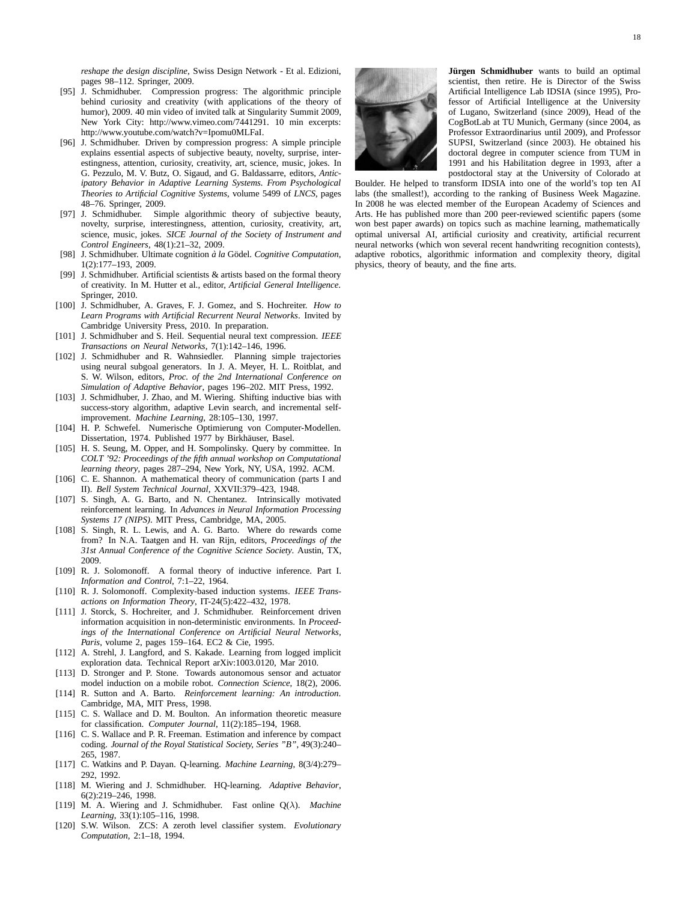*reshape the design discipline*, Swiss Design Network - Et al. Edizioni, pages 98–112. Springer, 2009.

[95] J. Schmidhuber. Compression progress: The algorithmic principle behind curiosity and creativity (with applications of the theory of humor), 2009. 40 min video of invited talk at Singularity Summit 2009, New York City: http://www.vimeo.com/7441291. 10 min excerpts: http://www.youtube.com/watch?v=Ipomu0MLFaI.

[96] J. Schmidhuber. Driven by compression progress: A simple principle explains essential aspects of subjective beauty, novelty, surprise, interestingness, attention, curiosity, creativity, art, science, music, jokes. In G. Pezzulo, M. V. Butz, O. Sigaud, and G. Baldassarre, editors, *Anticipatory Behavior in Adaptive Learning Systems. From Psychological Theories to Artificial Cognitive Systems*, volume 5499 of *LNCS*, pages 48–76. Springer, 2009.

[97] J. Schmidhuber. Simple algorithmic theory of subjective beauty, novelty, surprise, interestingness, attention, curiosity, creativity, art, science, music, jokes. *SICE Journal of the Society of Instrument and Control Engineers*, 48(1):21–32, 2009.

[98] J. Schmidhuber. Ultimate cognition *à la* Gödel. *Cognitive Computation*, 1(2):177–193, 2009.

[99] J. Schmidhuber. Artificial scientists & artists based on the formal theory of creativity. In M. Hutter et al., editor, *Artificial General Intelligence*. Springer, 2010.

[100] J. Schmidhuber, A. Graves, F. J. Gomez, and S. Hochreiter. *How to Learn Programs with Artificial Recurrent Neural Networks*. Invited by Cambridge University Press, 2010. In preparation.

[101] J. Schmidhuber and S. Heil. Sequential neural text compression. *IEEE Transactions on Neural Networks*, 7(1):142–146, 1996.

[102] J. Schmidhuber and R. Wahnsiedler. Planning simple trajectories using neural subgoal generators. In J. A. Meyer, H. L. Roitblat, and S. W. Wilson, editors, *Proc. of the 2nd International Conference on Simulation of Adaptive Behavior*, pages 196–202. MIT Press, 1992.

[103] J. Schmidhuber, J. Zhao, and M. Wiering. Shifting inductive bias with success-story algorithm, adaptive Levin search, and incremental self-improvement. *Machine Learning*, 28:105–130, 1997.

[104] H. P. Schwefel. Numerische Optimierung von Computer-Modellen. Dissertation, 1974. Published 1977 by Birkhäuser, Basel.

[105] H. S. Seung, M. Opper, and H. Sompolinsky. Query by committee. In *COLT '92: Proceedings of the fifth annual workshop on Computational learning theory*, pages 287–294, New York, NY, USA, 1992. ACM.

[106] C. E. Shannon. A mathematical theory of communication (parts I and II). *Bell System Technical Journal*, XXVII:379–423, 1948.

[107] S. Singh, A. G. Barto, and N. Chentanez. Intrinsically motivated reinforcement learning. In *Advances in Neural Information Processing Systems 17 (NIPS)*. MIT Press, Cambridge, MA, 2005.

[108] S. Singh, R. L. Lewis, and A. G. Barto. Where do rewards come from? In N.A. Taatgen and H. van Rijn, editors, *Proceedings of the 31st Annual Conference of the Cognitive Science Society*. Austin, TX, 2009.

[109] R. J. Solomonoff. A formal theory of inductive inference. Part I. *Information and Control*, 7:1–22, 1964.

[110] R. J. Solomonoff. Complexity-based induction systems. *IEEE Transactions on Information Theory*, IT-24(5):422–432, 1978.

[111] J. Storck, S. Hochreiter, and J. Schmidhuber. Reinforcement driven information acquisition in non-deterministic environments. In *Proceedings of the International Conference on Artificial Neural Networks, Paris*, volume 2, pages 159–164. EC2 & Cie, 1995.

[112] A. Strehl, J. Langford, and S. Kakade. Learning from logged implicit exploration data. Technical Report arXiv:1003.0120, Mar 2010.

[113] D. Stronger and P. Stone. Towards autonomous sensor and actuator model induction on a mobile robot. *Connection Science*, 18(2), 2006.

[114] R. Sutton and A. Barto. *Reinforcement learning: An introduction*. Cambridge, MA, MIT Press, 1998.

[115] C. S. Wallace and D. M. Boulton. An information theoretic measure for classification. *Computer Journal*, 11(2):185–194, 1968.

[116] C. S. Wallace and P. R. Freeman. Estimation and inference by compact coding. *Journal of the Royal Statistical Society, Series "B"*, 49(3):240–265, 1987.

[117] C. Watkins and P. Dayan. Q-learning. *Machine Learning*, 8(3/4):279–292, 1992.

[118] M. Wiering and J. Schmidhuber. HQ-learning. *Adaptive Behavior*, 6(2):219–246, 1998.

[119] M. A. Wiering and J. Schmidhuber. Fast online Q($\lambda$). *Machine Learning*, 33(1):105–116, 1998.

[120] S.W. Wilson. ZCS: A zeroth level classifier system. *Evolutionary Computation*, 2:1–18, 1994.

**Jürgen Schmidhuber** wants to build an optimal scientist, then retire. He is Director of the Swiss Artificial Intelligence Lab IDSIA (since 1995), Professor of Artificial Intelligence at the University of Lugano, Switzerland (since 2009), Head of the CogBotLab at TU Munich, Germany (since 2004, as Professor Extraordinarius until 2009), and Professor SUPSI, Switzerland (since 2003). He obtained his doctoral degree in computer science from TUM in 1991 and his Habilitation degree in 1993, after a postdoctoral stay at the University of Colorado at Boulder. He helped to transform IDSIA into one of the world's top ten AI labs (the smallest!), according to the ranking of Business Week Magazine. In 2008 he was elected member of the European Academy of Sciences and Arts. He has published more than 200 peer-reviewed scientific papers (some won best paper awards) on topics such as machine learning, mathematically optimal universal AI, artificial curiosity and creativity, artificial recurrent neural networks (which won several recent handwriting recognition contests), adaptive robotics, algorithmic information and complexity theory, digital physics, theory of beauty, and the fine arts.